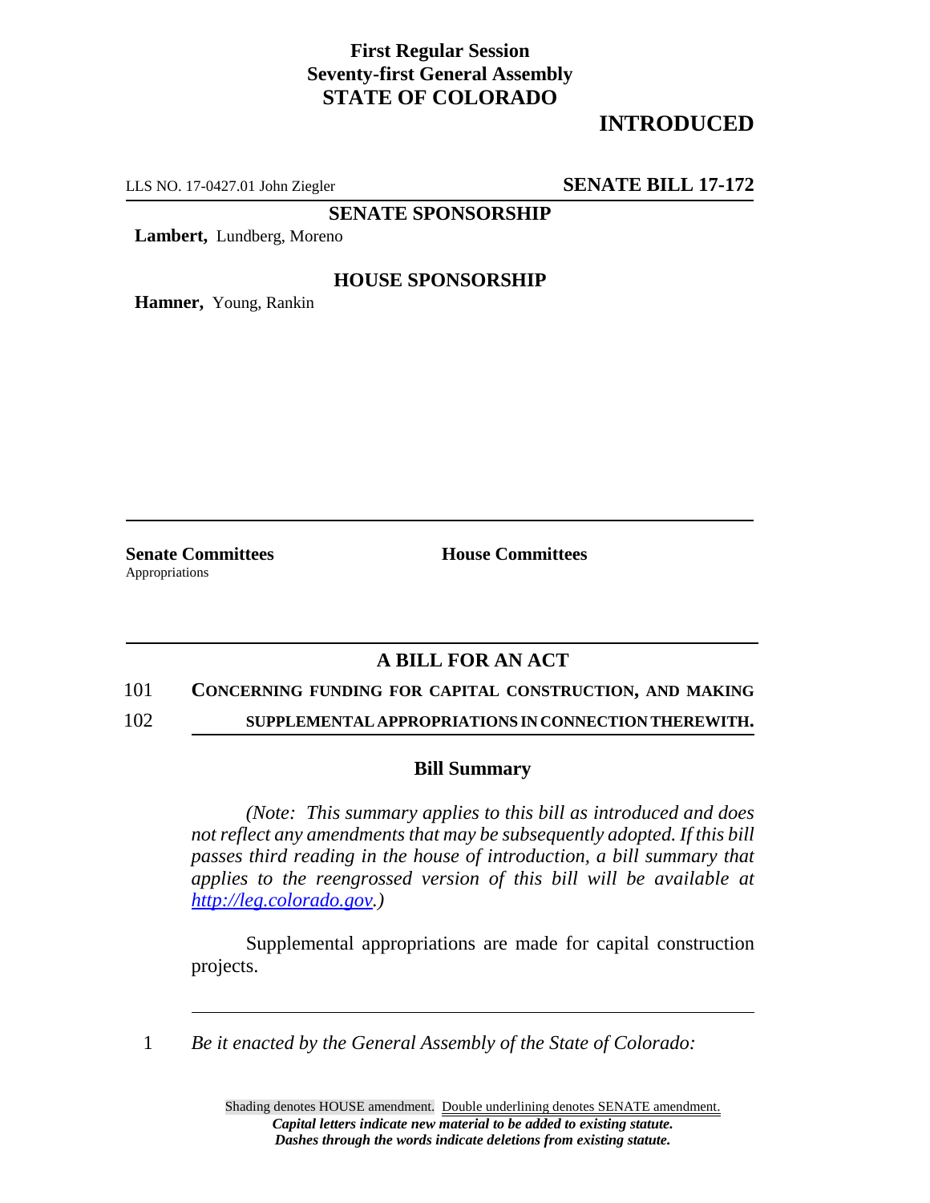**First Regular Session**
**Seventy-first General Assembly**
**STATE OF COLORADO**

# INTRODUCED

LLS NO. 17-0427.01 John Ziegler **SENATE BILL 17-172**

**SENATE SPONSORSHIP**

**Lambert,** Lundberg, Moreno

**HOUSE SPONSORSHIP**

**Hamner,** Young, Rankin

**Senate Committees**
Appropriations

**House Committees**

## A BILL FOR AN ACT

101 **CONCERNING FUNDING FOR CAPITAL CONSTRUCTION, AND MAKING**
102 **SUPPLEMENTAL APPROPRIATIONS IN CONNECTION THEREWITH.**

### Bill Summary

*(Note: This summary applies to this bill as introduced and does not reflect any amendments that may be subsequently adopted. If this bill passes third reading in the house of introduction, a bill summary that applies to the reengrossed version of this bill will be available at http://leg.colorado.gov.)*

Supplemental appropriations are made for capital construction projects.

1 *Be it enacted by the General Assembly of the State of Colorado:*

Shading denotes HOUSE amendment. Double underlining denotes SENATE amendment.
***Capital letters indicate new material to be added to existing statute.***
***Dashes through the words indicate deletions from existing statute.***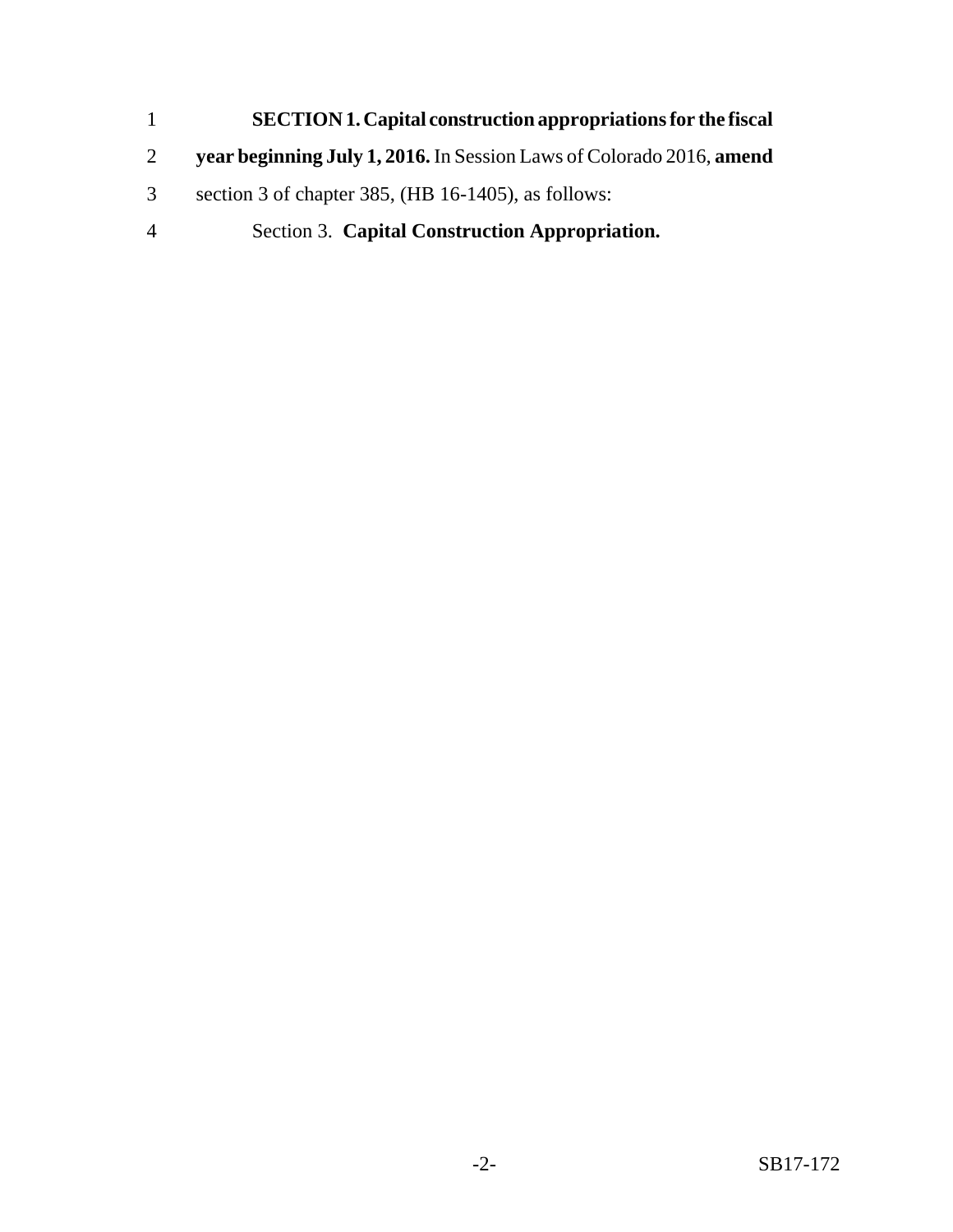**SECTION 1. Capital construction appropriations for the fiscal year beginning July 1, 2016.** In Session Laws of Colorado 2016, **amend** section 3 of chapter 385, (HB 16-1405), as follows:

Section 3. **Capital Construction Appropriation.**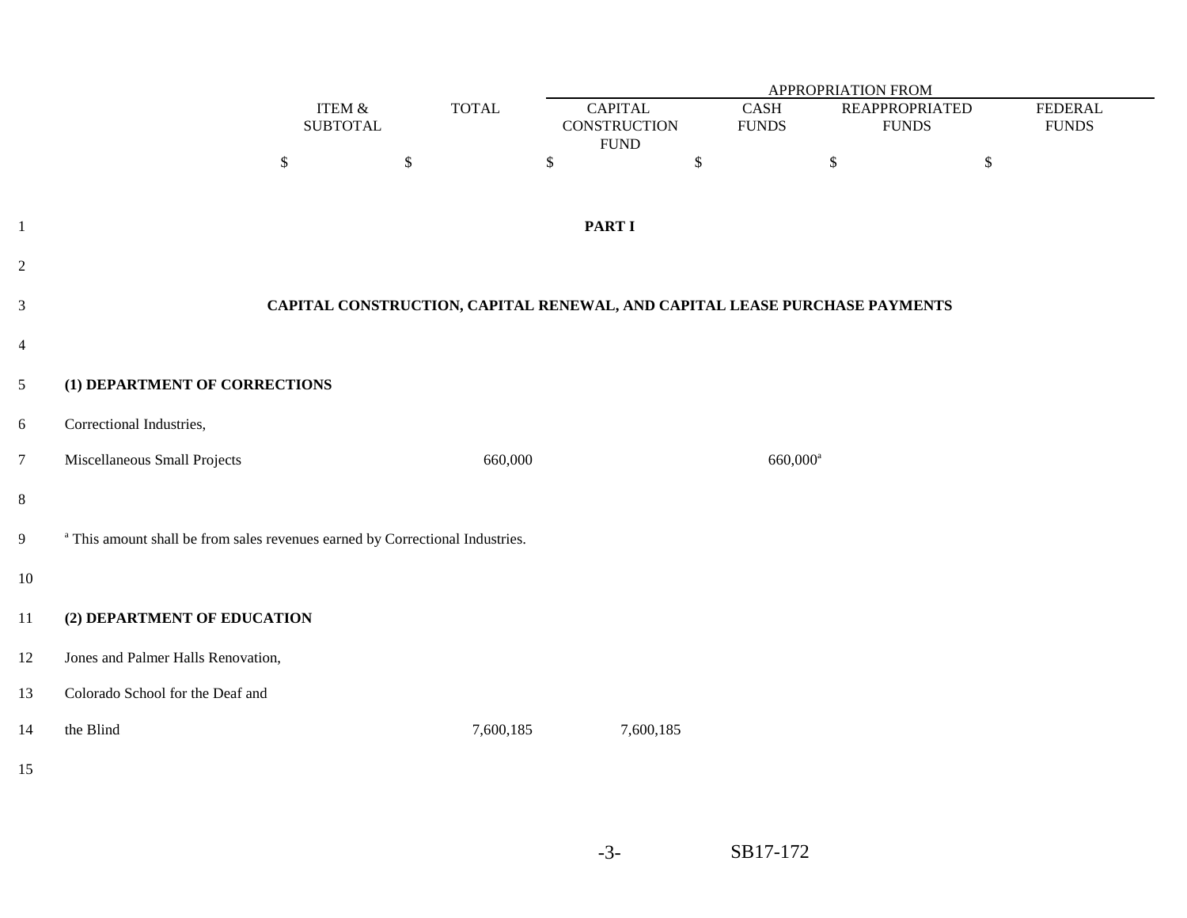| | ITEM & SUBTOTAL | TOTAL | APPROPRIATION FROM CAPITAL CONSTRUCTION FUND | CASH FUNDS | REAPPROPRIATED FUNDS | FEDERAL FUNDS |
|---|---|---|---|---|---|---|
| | $ | $ | $ | $ | $ | $ |

## PART I

### CAPITAL CONSTRUCTION, CAPITAL RENEWAL, AND CAPITAL LEASE PURCHASE PAYMENTS

**(1) DEPARTMENT OF CORRECTIONS**

| | ITEM & SUBTOTAL | TOTAL | CAPITAL CONSTRUCTION FUND | CASH FUNDS | REAPPROPRIATED FUNDS | FEDERAL FUNDS |
|---|---|---|---|---|---|---|
| Correctional Industries, Miscellaneous Small Projects | | 660,000 | | 660,000[a] | | |

[a] This amount shall be from sales revenues earned by Correctional Industries.

**(2) DEPARTMENT OF EDUCATION**

| | ITEM & SUBTOTAL | TOTAL | CAPITAL CONSTRUCTION FUND | CASH FUNDS | REAPPROPRIATED FUNDS | FEDERAL FUNDS |
|---|---|---|---|---|---|---|
| Jones and Palmer Halls Renovation, Colorado School for the Deaf and the Blind | | 7,600,185 | 7,600,185 | | | |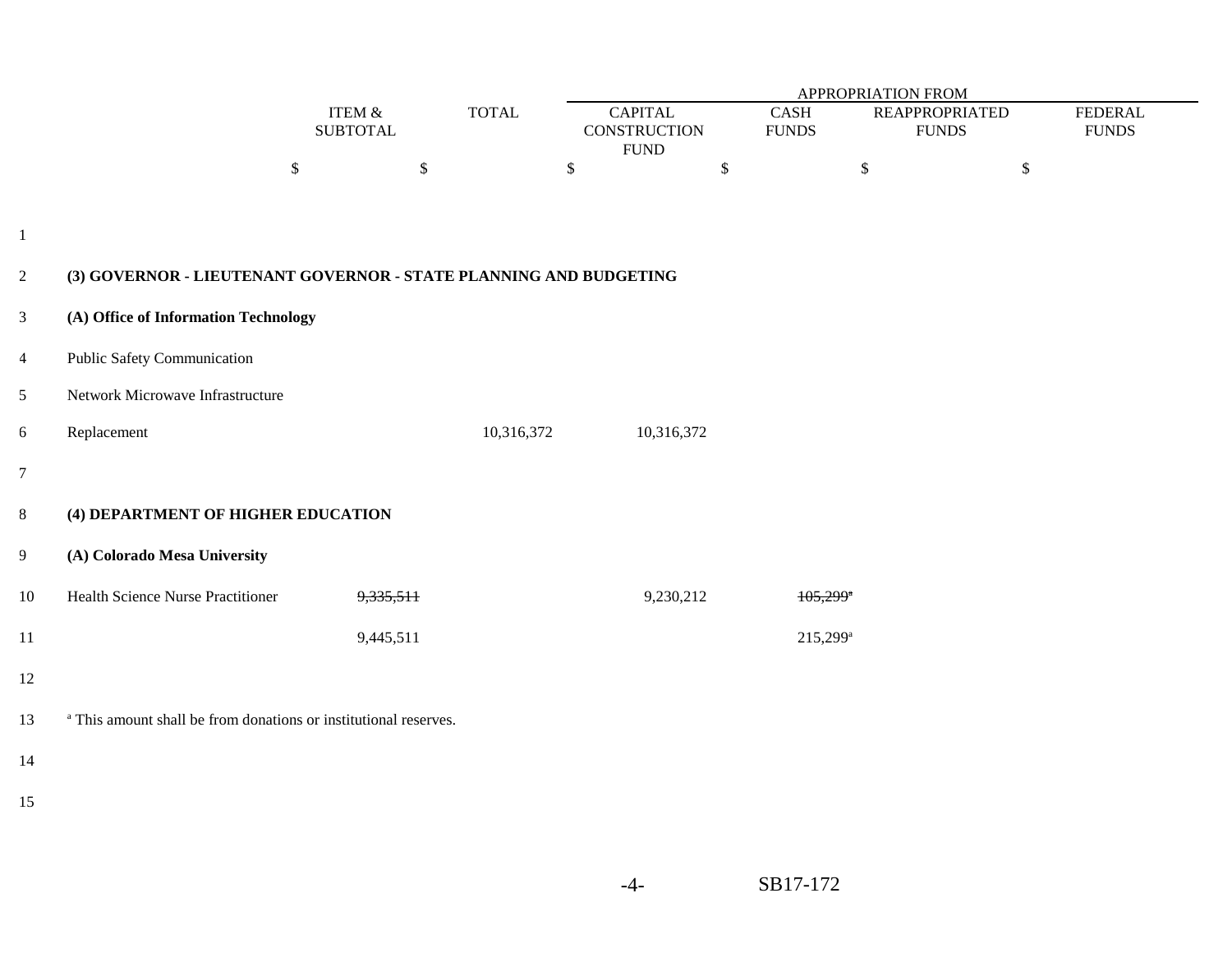| | ITEM & SUBTOTAL | TOTAL | APPROPRIATION FROM CAPITAL CONSTRUCTION FUND | CASH FUNDS | REAPPROPRIATED FUNDS | FEDERAL FUNDS |
|---|---|---|---|---|---|---|
| | $ | $ | $ | $ | $ | $ |
| **(3) GOVERNOR - LIEUTENANT GOVERNOR - STATE PLANNING AND BUDGETING** | | | | | | |
| **(A) Office of Information Technology** | | | | | | |
| Public Safety Communication Network Microwave Infrastructure Replacement | | 10,316,372 | 10,316,372 | | | |
| **(4) DEPARTMENT OF HIGHER EDUCATION** | | | | | | |
| **(A) Colorado Mesa University** | | | | | | |
| Health Science Nurse Practitioner | ~~9,335,511~~ | | 9,230,212 | ~~105,299~~[a] | | |
| | 9,445,511 | | | 215,299[a] | | |

[a] This amount shall be from donations or institutional reserves.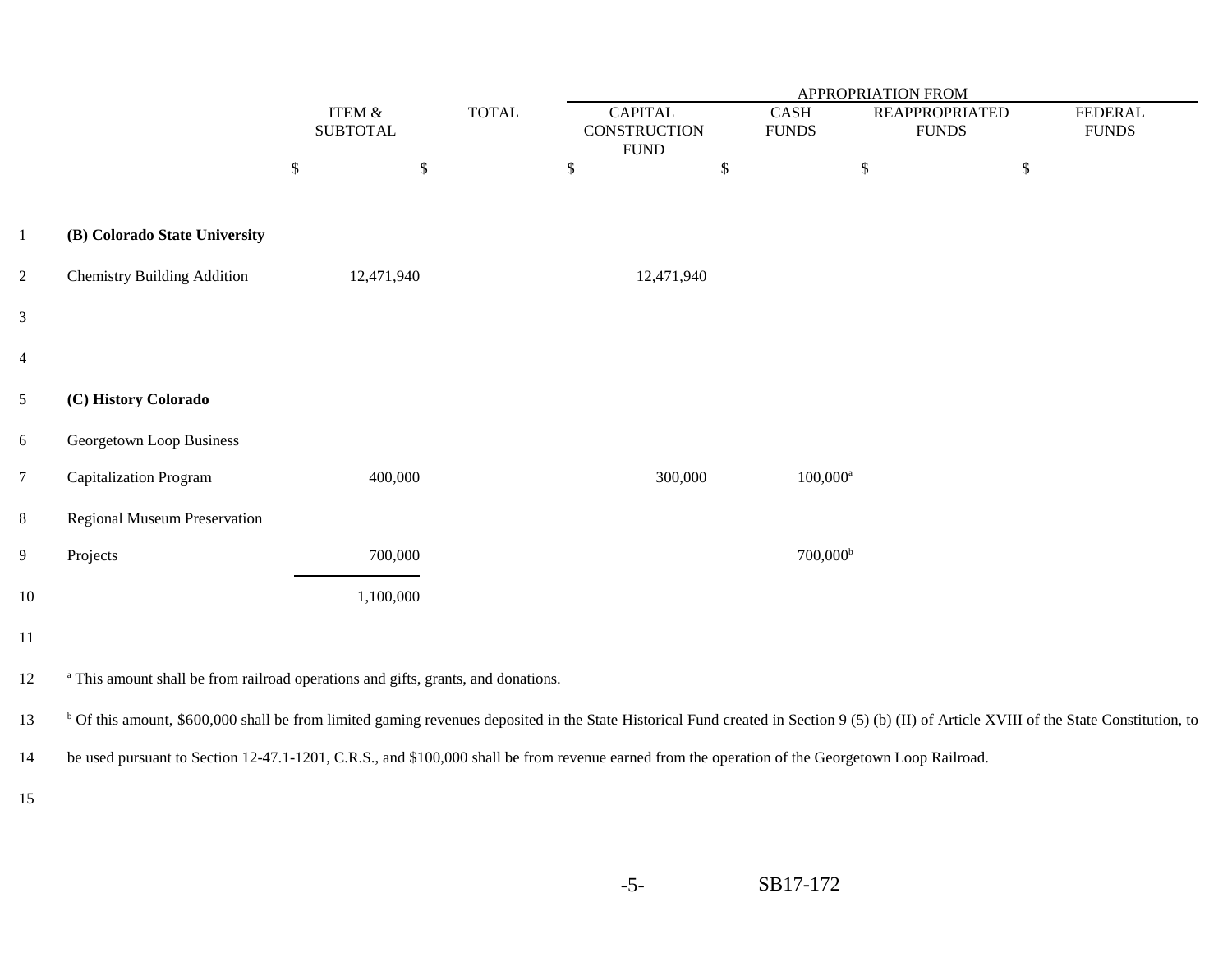| | ITEM & SUBTOTAL | TOTAL | APPROPRIATION FROM CAPITAL CONSTRUCTION FUND | CASH FUNDS | REAPPROPRIATED FUNDS | FEDERAL FUNDS |
|---|---|---|---|---|---|---|
| | $ | $ | $ | $ | $ | $ |
| **(B) Colorado State University** | | | | | | |
| Chemistry Building Addition | 12,471,940 | | 12,471,940 | | | |
| **(C) History Colorado** | | | | | | |
| Georgetown Loop Business Capitalization Program | 400,000 | | 300,000 | 100,000[a] | | |
| Regional Museum Preservation Projects | 700,000 | | | 700,000[b] | | |
| | 1,100,000 | | | | | |

[a] This amount shall be from railroad operations and gifts, grants, and donations.

[b] Of this amount, $600,000 shall be from limited gaming revenues deposited in the State Historical Fund created in Section 9 (5) (b) (II) of Article XVIII of the State Constitution, to be used pursuant to Section 12-47.1-1201, C.R.S., and $100,000 shall be from revenue earned from the operation of the Georgetown Loop Railroad.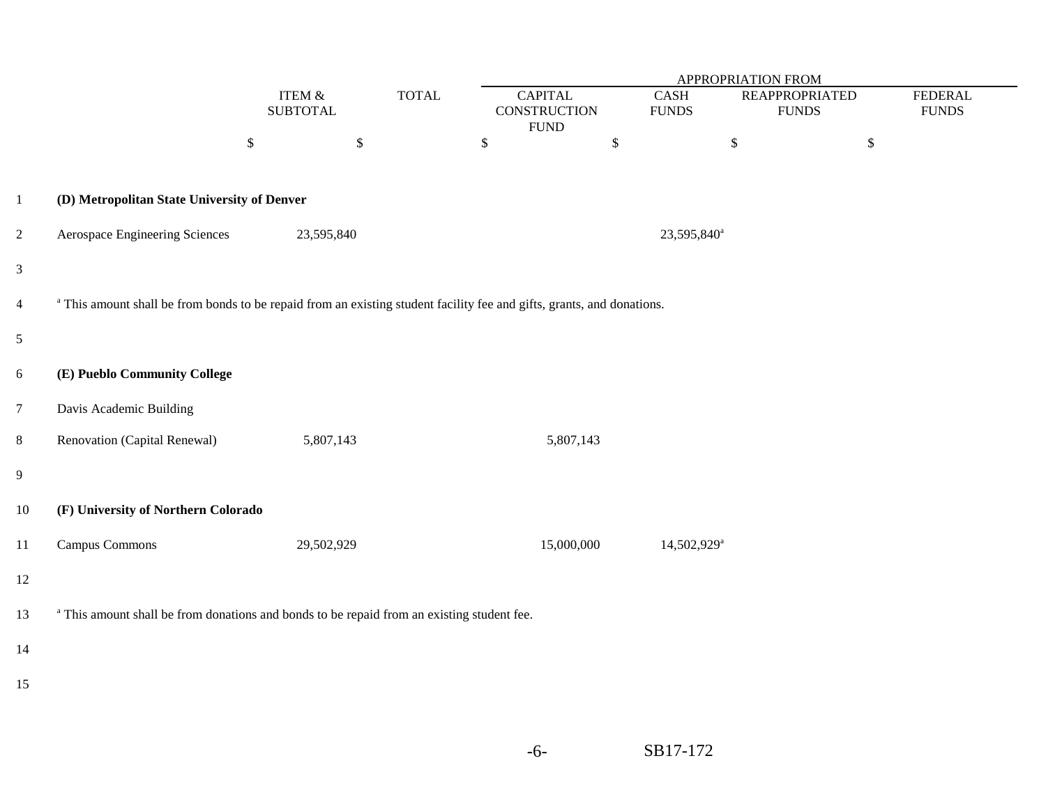| | ITEM & SUBTOTAL | TOTAL | APPROPRIATION FROM CAPITAL CONSTRUCTION FUND | CASH FUNDS | REAPPROPRIATED FUNDS | FEDERAL FUNDS |
|---|---|---|---|---|---|---|
| | $ | $ | $ | $ | $ | $ |
| **(D) Metropolitan State University of Denver** | | | | | | |
| Aerospace Engineering Sciences | 23,595,840 | | | 23,595,840[a] | | |

[a] This amount shall be from bonds to be repaid from an existing student facility fee and gifts, grants, and donations.

| | ITEM & SUBTOTAL | TOTAL | CAPITAL CONSTRUCTION FUND | CASH FUNDS | REAPPROPRIATED FUNDS | FEDERAL FUNDS |
|---|---|---|---|---|---|---|
| **(E) Pueblo Community College** | | | | | | |
| Davis Academic Building Renovation (Capital Renewal) | 5,807,143 | | 5,807,143 | | | |
| **(F) University of Northern Colorado** | | | | | | |
| Campus Commons | 29,502,929 | | 15,000,000 | 14,502,929[a] | | |

[a] This amount shall be from donations and bonds to be repaid from an existing student fee.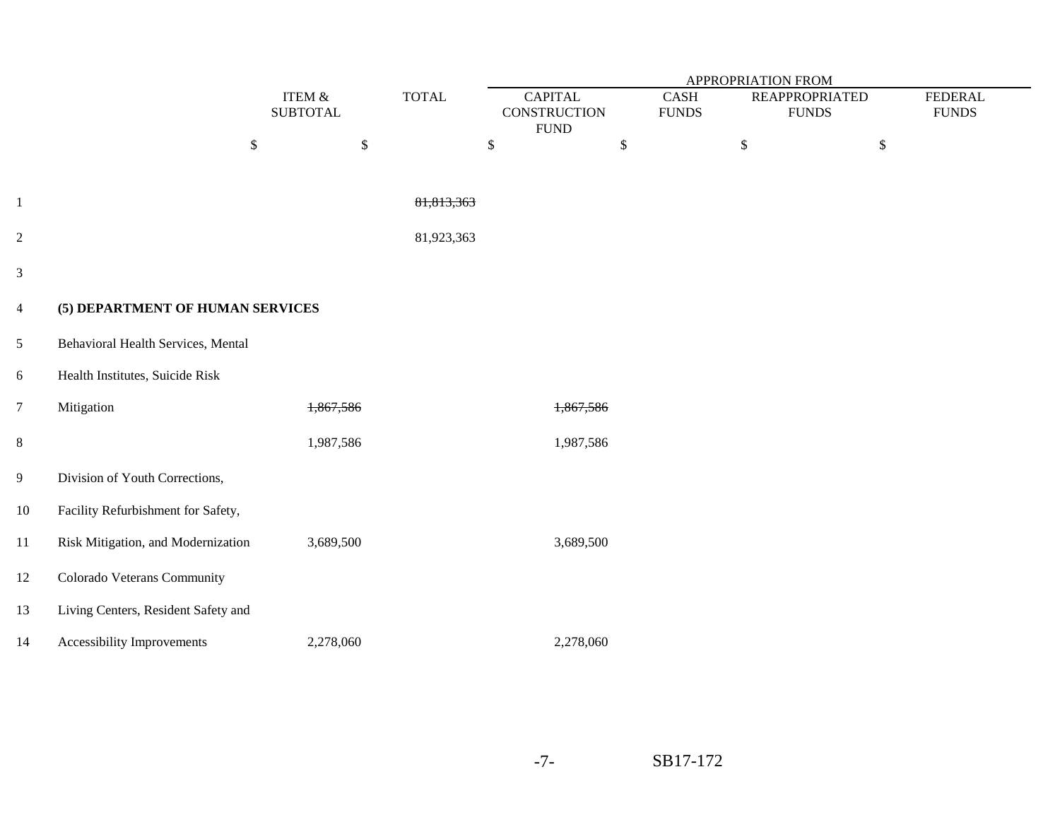| | ITEM & SUBTOTAL | TOTAL | APPROPRIATION FROM CAPITAL CONSTRUCTION FUND | CASH FUNDS | REAPPROPRIATED FUNDS | FEDERAL FUNDS |
|---|---|---|---|---|---|---|
| | $ | $ | $ | $ | $ | $ |
| | | ~~81,813,363~~ | | | | |
| | | 81,923,363 | | | | |
| **(5) DEPARTMENT OF HUMAN SERVICES** | | | | | | |
| Behavioral Health Services, Mental Health Institutes, Suicide Risk Mitigation | ~~1,867,586~~ | | ~~1,867,586~~ | | | |
| | 1,987,586 | | 1,987,586 | | | |
| Division of Youth Corrections, Facility Refurbishment for Safety, Risk Mitigation, and Modernization | 3,689,500 | | 3,689,500 | | | |
| Colorado Veterans Community Living Centers, Resident Safety and Accessibility Improvements | 2,278,060 | | 2,278,060 | | | |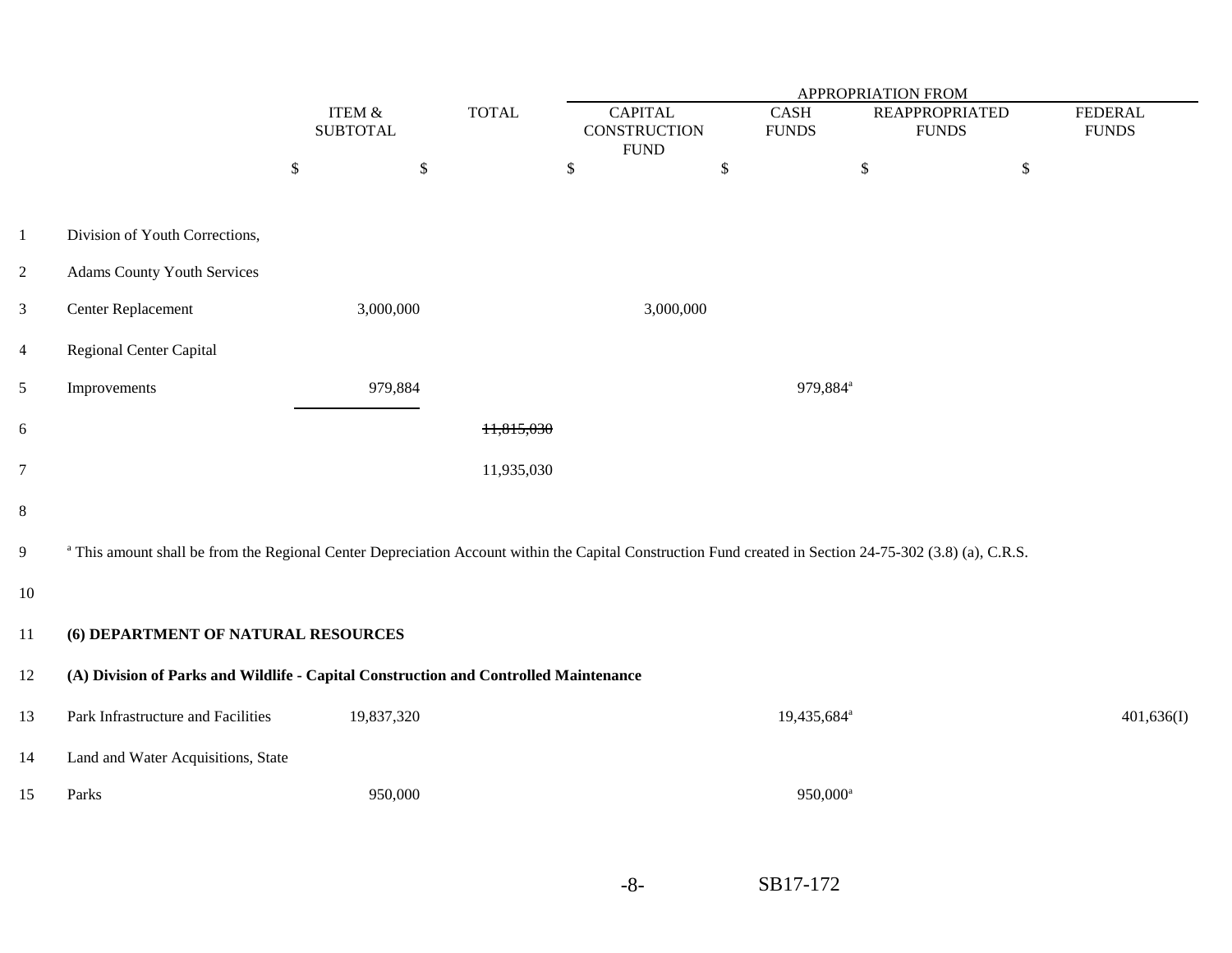| | ITEM & SUBTOTAL | TOTAL | APPROPRIATION FROM CAPITAL CONSTRUCTION FUND | CASH FUNDS | REAPPROPRIATED FUNDS | FEDERAL FUNDS |
|---|---|---|---|---|---|---|
| | $ | $ | $ | $ | $ | $ |
| Division of Youth Corrections, Adams County Youth Services Center Replacement | 3,000,000 | | 3,000,000 | | | |
| Regional Center Capital Improvements | 979,884 | | | 979,884[a] | | |
| | | ~~11,815,030~~ | | | | |
| | | 11,935,030 | | | | |

[a] This amount shall be from the Regional Center Depreciation Account within the Capital Construction Fund created in Section 24-75-302 (3.8) (a), C.R.S.

**(6) DEPARTMENT OF NATURAL RESOURCES**

**(A) Division of Parks and Wildlife - Capital Construction and Controlled Maintenance**

| | ITEM & SUBTOTAL | TOTAL | CAPITAL CONSTRUCTION FUND | CASH FUNDS | REAPPROPRIATED FUNDS | FEDERAL FUNDS |
|---|---|---|---|---|---|---|
| Park Infrastructure and Facilities | 19,837,320 | | | 19,435,684[a] | | 401,636(I) |
| Land and Water Acquisitions, State Parks | 950,000 | | | 950,000[a] | | |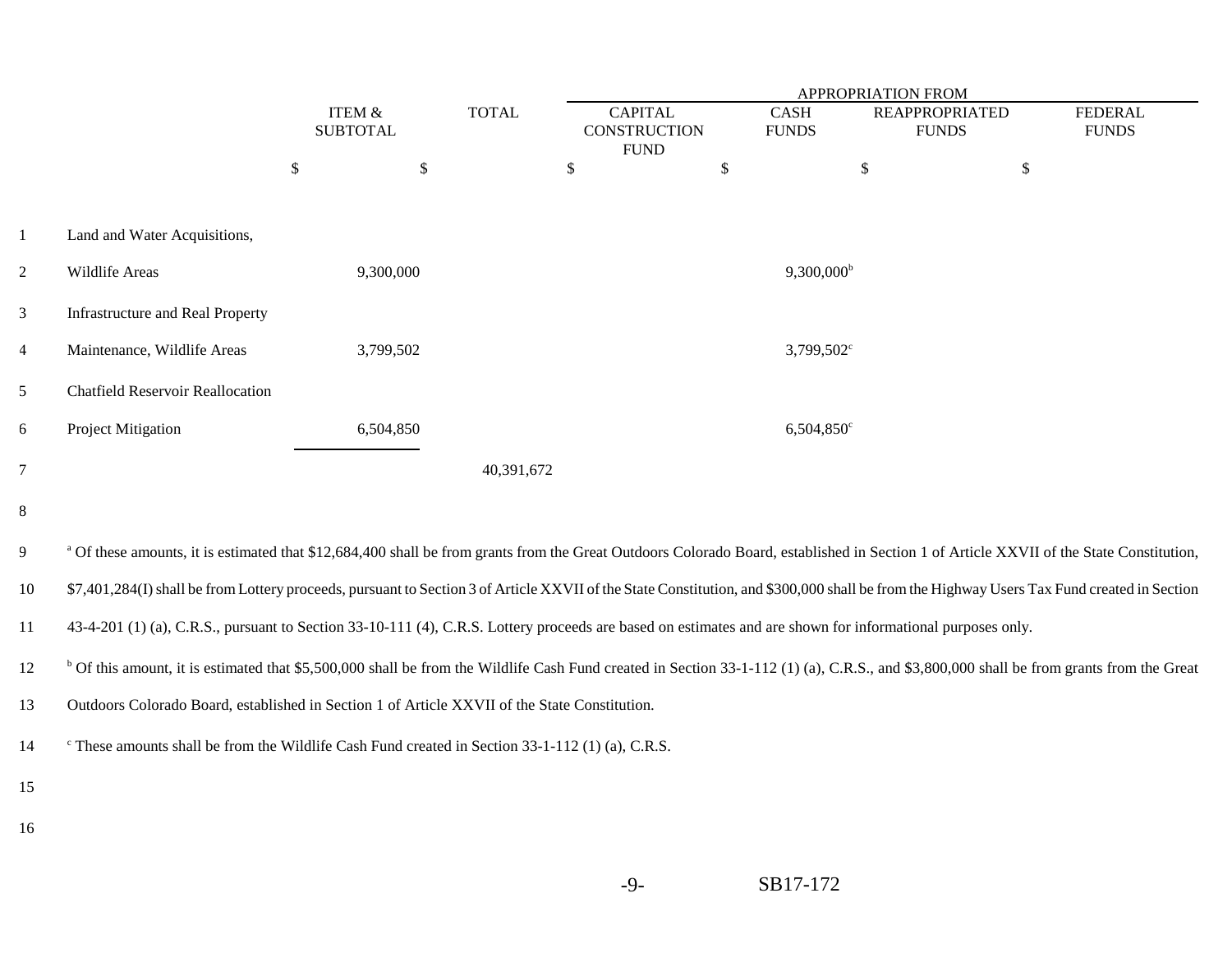| | ITEM & SUBTOTAL | TOTAL | APPROPRIATION FROM CAPITAL CONSTRUCTION FUND | CASH FUNDS | REAPPROPRIATED FUNDS | FEDERAL FUNDS |
|---|---|---|---|---|---|---|
| | $ | $ | $ | $ | $ | $ |
| Land and Water Acquisitions, Wildlife Areas | 9,300,000 | | | 9,300,000[b] | | |
| Infrastructure and Real Property Maintenance, Wildlife Areas | 3,799,502 | | | 3,799,502[c] | | |
| Chatfield Reservoir Reallocation Project Mitigation | 6,504,850 | | | 6,504,850[c] | | |
| | | 40,391,672 | | | | |

[a] Of these amounts, it is estimated that $12,684,400 shall be from grants from the Great Outdoors Colorado Board, established in Section 1 of Article XXVII of the State Constitution, $7,401,284(I) shall be from Lottery proceeds, pursuant to Section 3 of Article XXVII of the State Constitution, and $300,000 shall be from the Highway Users Tax Fund created in Section 43-4-201 (1) (a), C.R.S., pursuant to Section 33-10-111 (4), C.R.S. Lottery proceeds are based on estimates and are shown for informational purposes only.

[b] Of this amount, it is estimated that $5,500,000 shall be from the Wildlife Cash Fund created in Section 33-1-112 (1) (a), C.R.S., and $3,800,000 shall be from grants from the Great Outdoors Colorado Board, established in Section 1 of Article XXVII of the State Constitution.

[c] These amounts shall be from the Wildlife Cash Fund created in Section 33-1-112 (1) (a), C.R.S.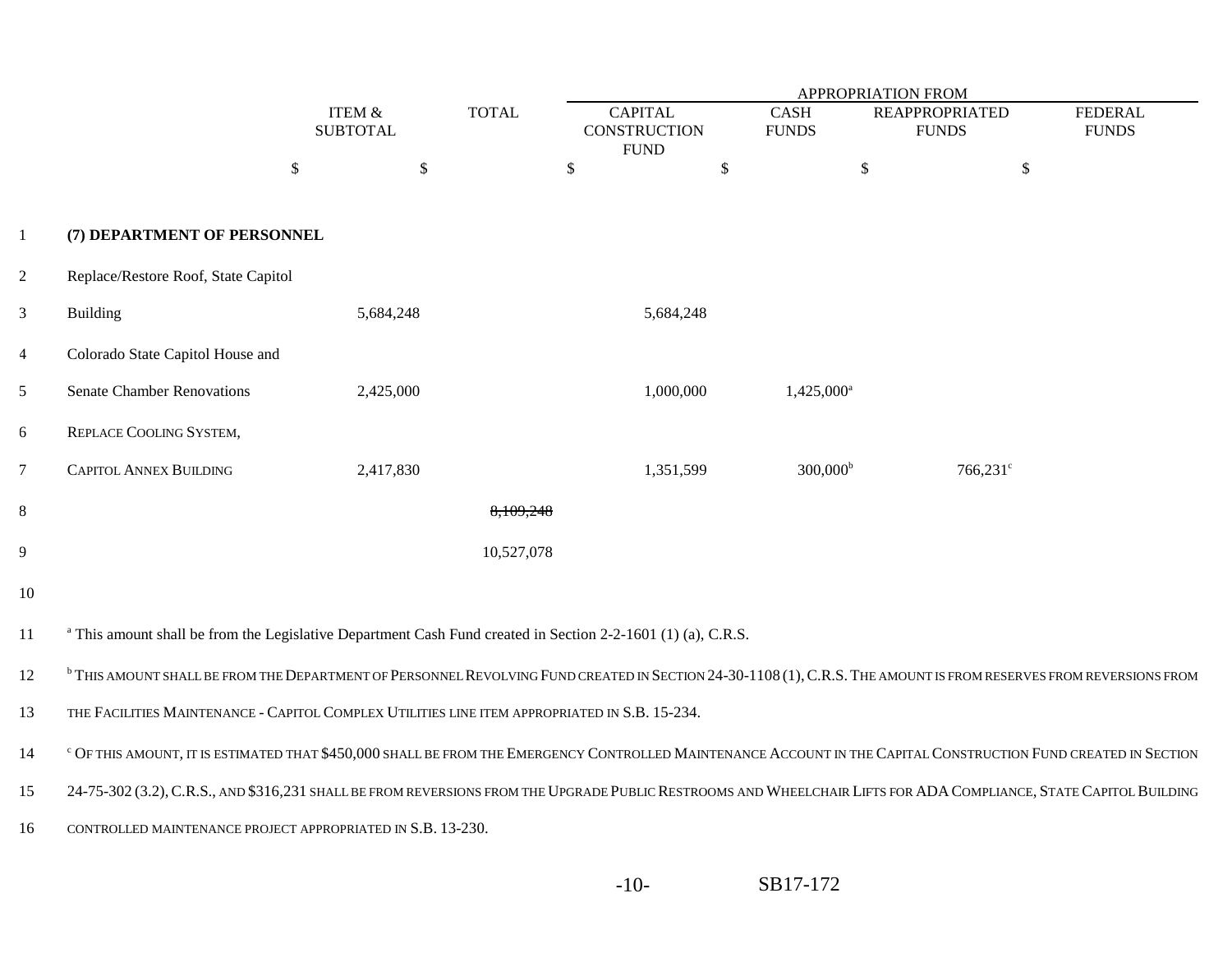| | ITEM & SUBTOTAL | TOTAL | APPROPRIATION FROM CAPITAL CONSTRUCTION FUND | CASH FUNDS | REAPPROPRIATED FUNDS | FEDERAL FUNDS |
|---|---|---|---|---|---|---|
| | $ | $ | $ | $ | $ | $ |
| **(7) DEPARTMENT OF PERSONNEL** | | | | | | |
| Replace/Restore Roof, State Capitol Building | 5,684,248 | | 5,684,248 | | | |
| Colorado State Capitol House and Senate Chamber Renovations | 2,425,000 | | 1,000,000 | 1,425,000[a] | | |
| REPLACE COOLING SYSTEM, CAPITOL ANNEX BUILDING | 2,417,830 | | 1,351,599 | 300,000[b] | 766,231[c] | |
| | | ~~8,109,248~~ | | | | |
| | | 10,527,078 | | | | |

[a] This amount shall be from the Legislative Department Cash Fund created in Section 2-2-1601 (1) (a), C.R.S.

[b] THIS AMOUNT SHALL BE FROM THE DEPARTMENT OF PERSONNEL REVOLVING FUND CREATED IN SECTION 24-30-1108 (1), C.R.S. THE AMOUNT IS FROM RESERVES FROM REVERSIONS FROM THE FACILITIES MAINTENANCE - CAPITOL COMPLEX UTILITIES LINE ITEM APPROPRIATED IN S.B. 15-234.

[c] OF THIS AMOUNT, IT IS ESTIMATED THAT $450,000 SHALL BE FROM THE EMERGENCY CONTROLLED MAINTENANCE ACCOUNT IN THE CAPITAL CONSTRUCTION FUND CREATED IN SECTION 24-75-302 (3.2), C.R.S., AND $316,231 SHALL BE FROM REVERSIONS FROM THE UPGRADE PUBLIC RESTROOMS AND WHEELCHAIR LIFTS FOR ADA COMPLIANCE, STATE CAPITOL BUILDING CONTROLLED MAINTENANCE PROJECT APPROPRIATED IN S.B. 13-230.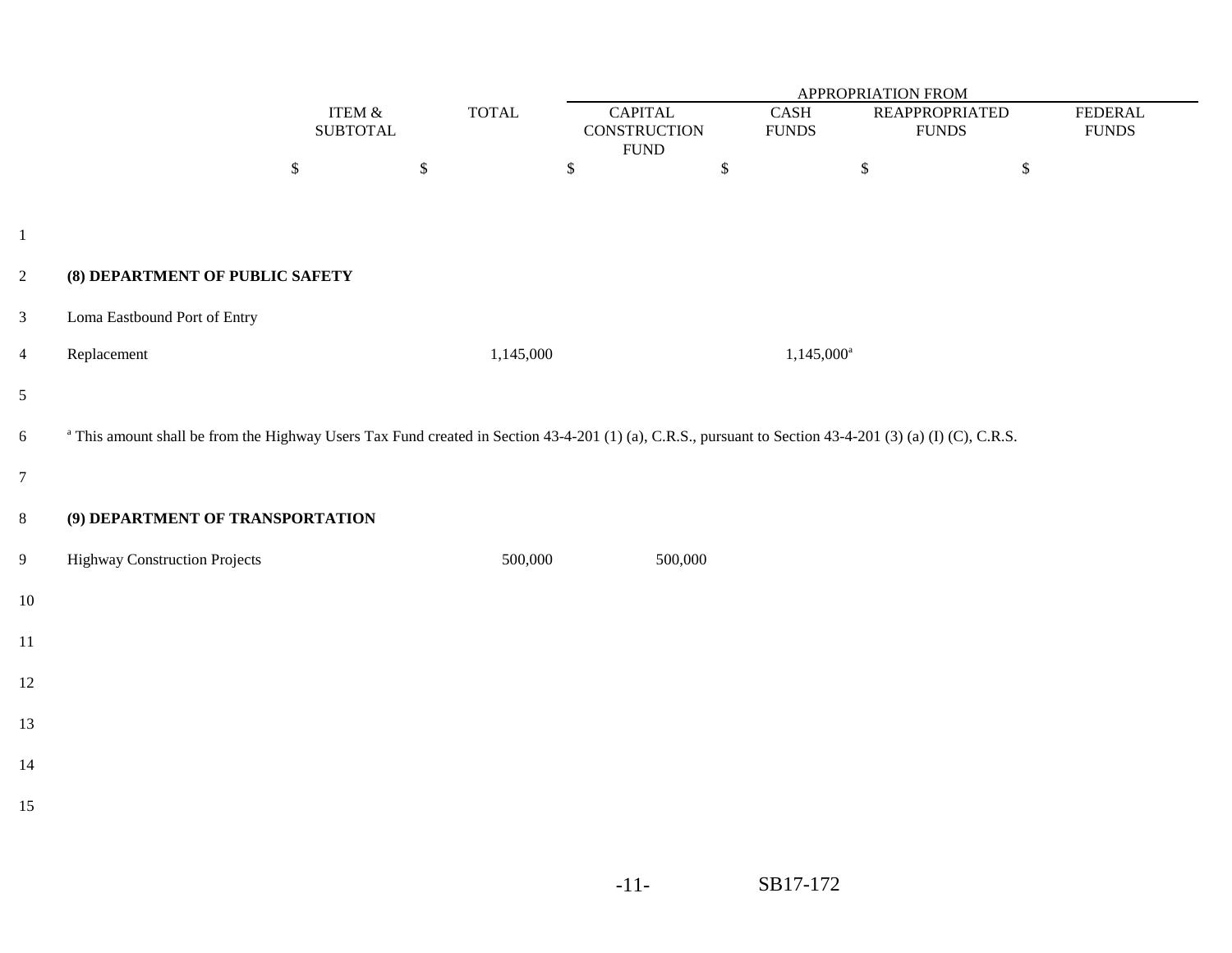| | ITEM & SUBTOTAL | TOTAL | APPROPRIATION FROM CAPITAL CONSTRUCTION FUND | CASH FUNDS | REAPPROPRIATED FUNDS | FEDERAL FUNDS |
|---|---|---|---|---|---|---|
| | $ | $ | $ | $ | $ | $ |
| **(8) DEPARTMENT OF PUBLIC SAFETY** | | | | | | |
| Loma Eastbound Port of Entry Replacement | | 1,145,000 | | 1,145,000[a] | | |

[a] This amount shall be from the Highway Users Tax Fund created in Section 43-4-201 (1) (a), C.R.S., pursuant to Section 43-4-201 (3) (a) (I) (C), C.R.S.

| | ITEM & SUBTOTAL | TOTAL | CAPITAL CONSTRUCTION FUND | CASH FUNDS | REAPPROPRIATED FUNDS | FEDERAL FUNDS |
|---|---|---|---|---|---|---|
| **(9) DEPARTMENT OF TRANSPORTATION** | | | | | | |
| Highway Construction Projects | | 500,000 | 500,000 | | | |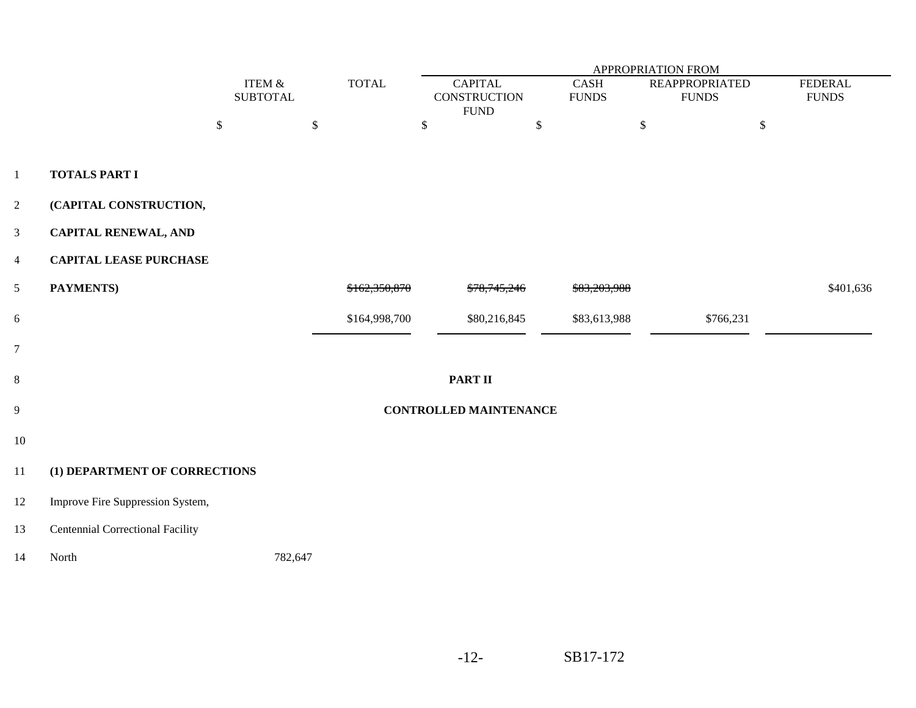| | ITEM & SUBTOTAL | TOTAL | APPROPRIATION FROM CAPITAL CONSTRUCTION FUND | CASH FUNDS | REAPPROPRIATED FUNDS | FEDERAL FUNDS |
|---|---|---|---|---|---|---|
| | $ | $ | $ | $ | $ | $ |
| **TOTALS PART I** | | | | | | |
| **(CAPITAL CONSTRUCTION,** | | | | | | |
| **CAPITAL RENEWAL, AND** | | | | | | |
| **CAPITAL LEASE PURCHASE** | | | | | | |
| **PAYMENTS)** | | ~~$162,350,870~~ | ~~$78,745,246~~ | ~~$83,203,988~~ | | $401,636 |
| | | $164,998,700 | $80,216,845 | $83,613,988 | $766,231 | |

## PART II

## CONTROLLED MAINTENANCE

| | ITEM & SUBTOTAL | TOTAL | CAPITAL CONSTRUCTION FUND | CASH FUNDS | REAPPROPRIATED FUNDS | FEDERAL FUNDS |
|---|---|---|---|---|---|---|
| **(1) DEPARTMENT OF CORRECTIONS** | | | | | | |
| Improve Fire Suppression System, Centennial Correctional Facility North | 782,647 | | | | | |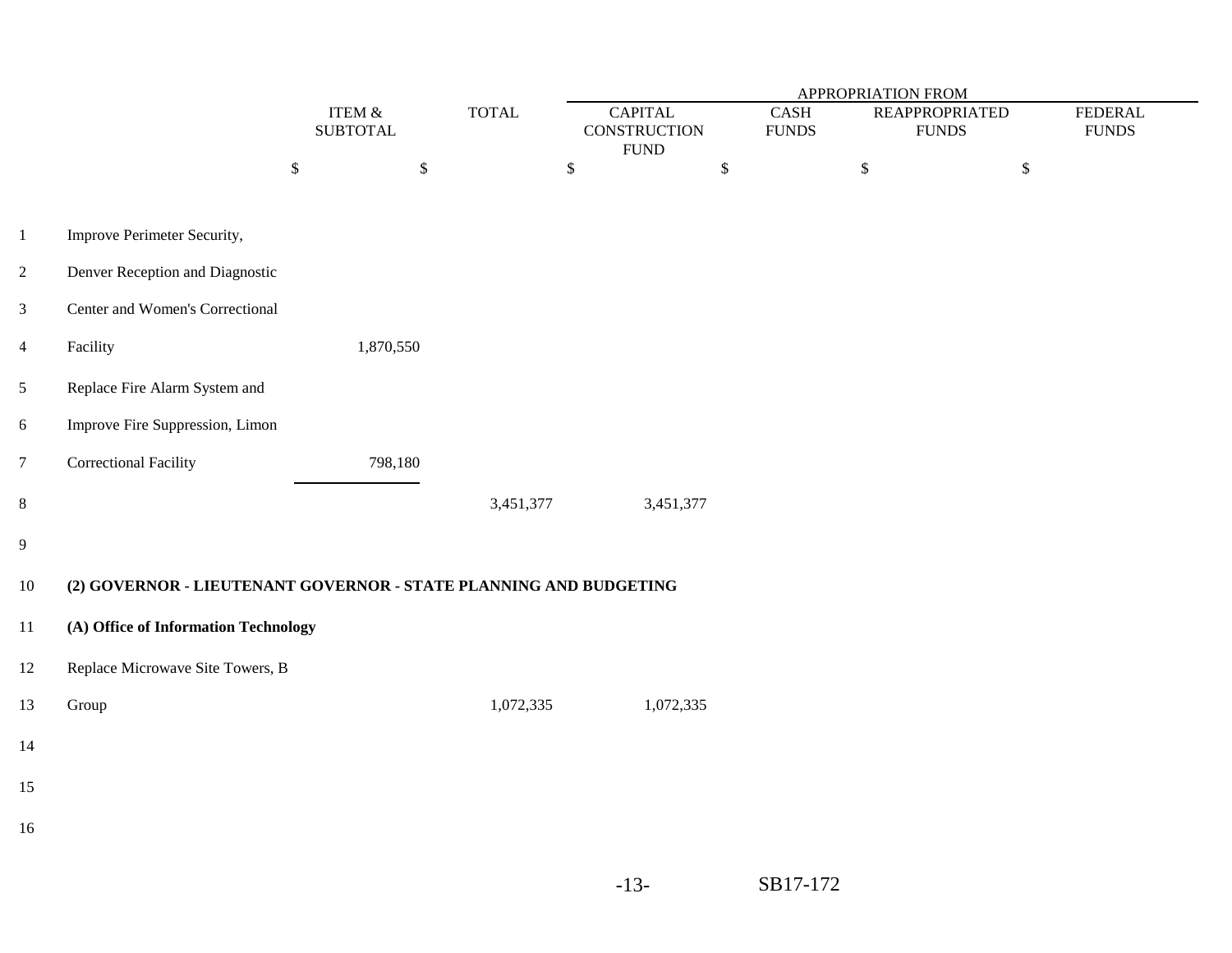| | ITEM & SUBTOTAL | TOTAL | APPROPRIATION FROM CAPITAL CONSTRUCTION FUND | CASH FUNDS | REAPPROPRIATED FUNDS | FEDERAL FUNDS |
|---|---|---|---|---|---|---|
| | $ | $ | $ | $ | $ | $ |
| Improve Perimeter Security, Denver Reception and Diagnostic Center and Women's Correctional Facility | 1,870,550 | | | | | |
| Replace Fire Alarm System and Improve Fire Suppression, Limon Correctional Facility | 798,180 | | | | | |
| | | 3,451,377 | 3,451,377 | | | |
| **(2) GOVERNOR - LIEUTENANT GOVERNOR - STATE PLANNING AND BUDGETING** | | | | | | |
| **(A) Office of Information Technology** | | | | | | |
| Replace Microwave Site Towers, B Group | | 1,072,335 | 1,072,335 | | | |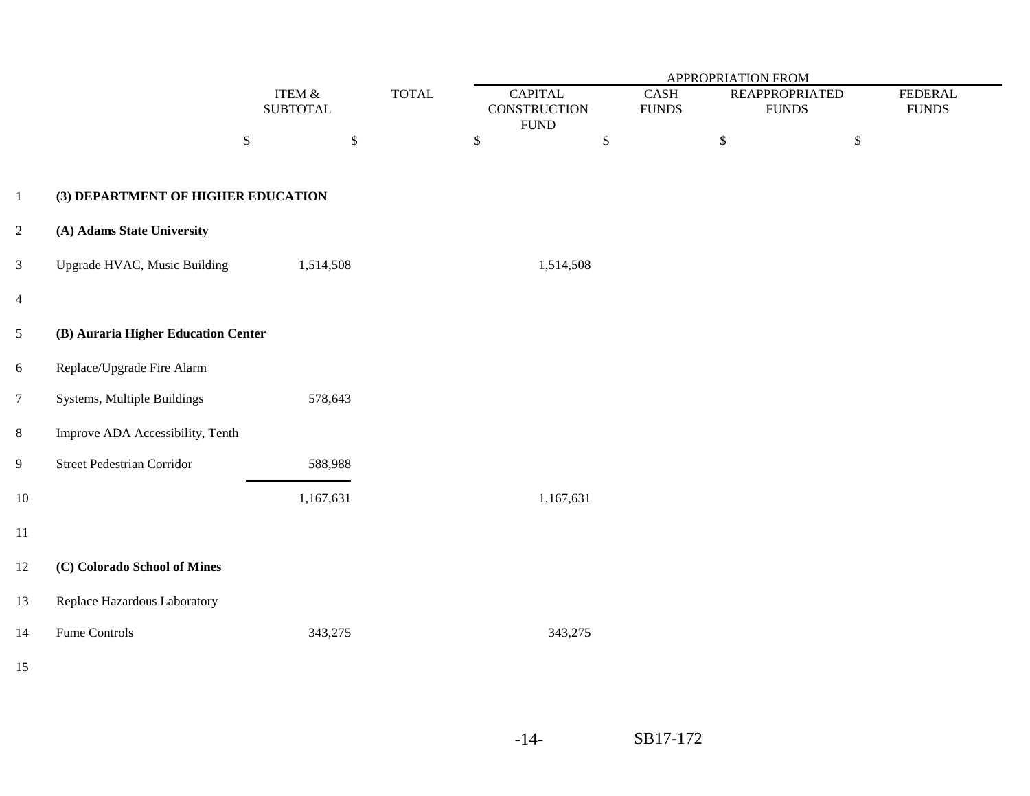| | ITEM & SUBTOTAL | TOTAL | APPROPRIATION FROM CAPITAL CONSTRUCTION FUND | CASH FUNDS | REAPPROPRIATED FUNDS | FEDERAL FUNDS |
|---|---|---|---|---|---|---|
| | $ | $ | $ | $ | $ | $ |
| **(3) DEPARTMENT OF HIGHER EDUCATION** | | | | | | |
| **(A) Adams State University** | | | | | | |
| Upgrade HVAC, Music Building | 1,514,508 | | 1,514,508 | | | |
| | | | | | | |
| **(B) Auraria Higher Education Center** | | | | | | |
| Replace/Upgrade Fire Alarm Systems, Multiple Buildings | 578,643 | | | | | |
| Improve ADA Accessibility, Tenth Street Pedestrian Corridor | 588,988 | | | | | |
| | 1,167,631 | | 1,167,631 | | | |
| | | | | | | |
| **(C) Colorado School of Mines** | | | | | | |
| Replace Hazardous Laboratory Fume Controls | 343,275 | | 343,275 | | | |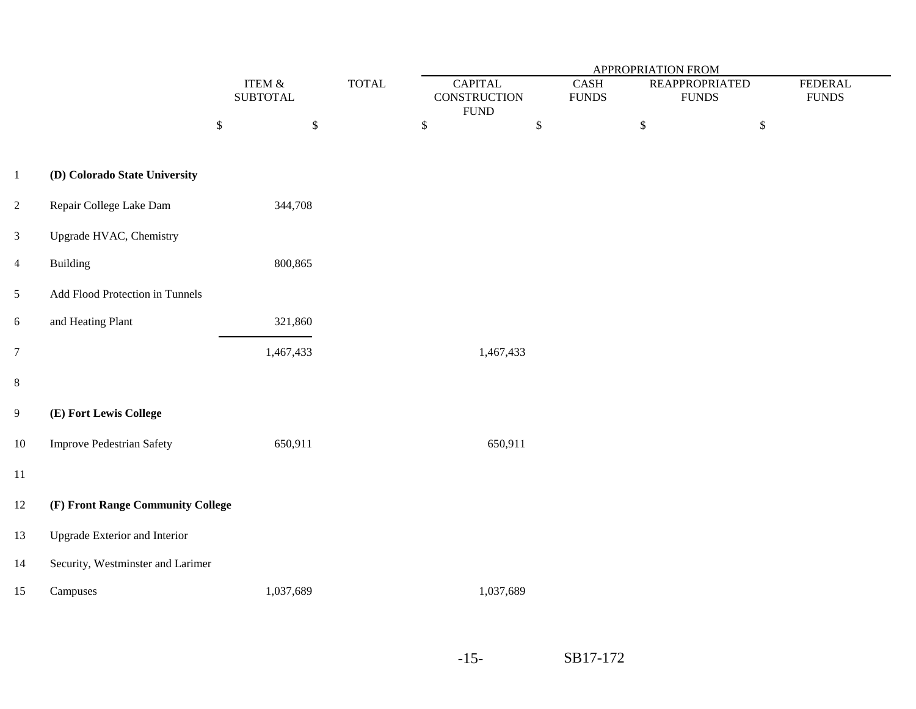| | ITEM & SUBTOTAL | TOTAL | APPROPRIATION FROM CAPITAL CONSTRUCTION FUND | CASH FUNDS | REAPPROPRIATED FUNDS | FEDERAL FUNDS |
|---|---|---|---|---|---|---|
| | $ | $ | $ | $ | $ | $ |
| **(D) Colorado State University** | | | | | | |
| Repair College Lake Dam | 344,708 | | | | | |
| Upgrade HVAC, Chemistry Building | 800,865 | | | | | |
| Add Flood Protection in Tunnels and Heating Plant | 321,860 | | | | | |
| | 1,467,433 | | 1,467,433 | | | |
| **(E) Fort Lewis College** | | | | | | |
| Improve Pedestrian Safety | 650,911 | | 650,911 | | | |
| **(F) Front Range Community College** | | | | | | |
| Upgrade Exterior and Interior Security, Westminster and Larimer Campuses | 1,037,689 | | 1,037,689 | | | |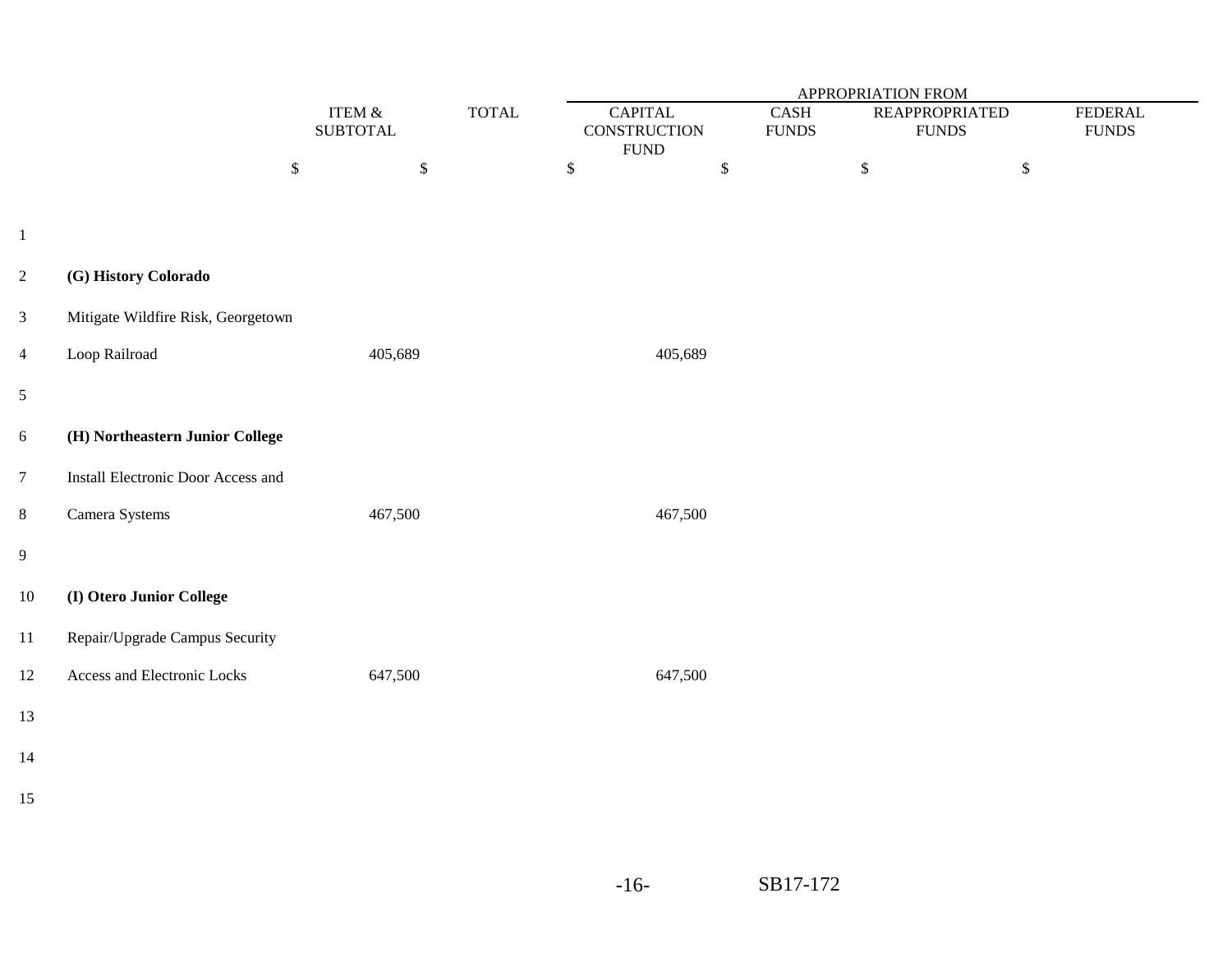| | ITEM & SUBTOTAL | TOTAL | APPROPRIATION FROM CAPITAL CONSTRUCTION FUND | CASH FUNDS | REAPPROPRIATED FUNDS | FEDERAL FUNDS |
|---|---|---|---|---|---|---|
| | $ | $ | $ | $ | $ | $ |
| **(G) History Colorado** | | | | | | |
| Mitigate Wildfire Risk, Georgetown Loop Railroad | 405,689 | | 405,689 | | | |
| **(H) Northeastern Junior College** | | | | | | |
| Install Electronic Door Access and Camera Systems | 467,500 | | 467,500 | | | |
| **(I) Otero Junior College** | | | | | | |
| Repair/Upgrade Campus Security Access and Electronic Locks | 647,500 | | 647,500 | | | |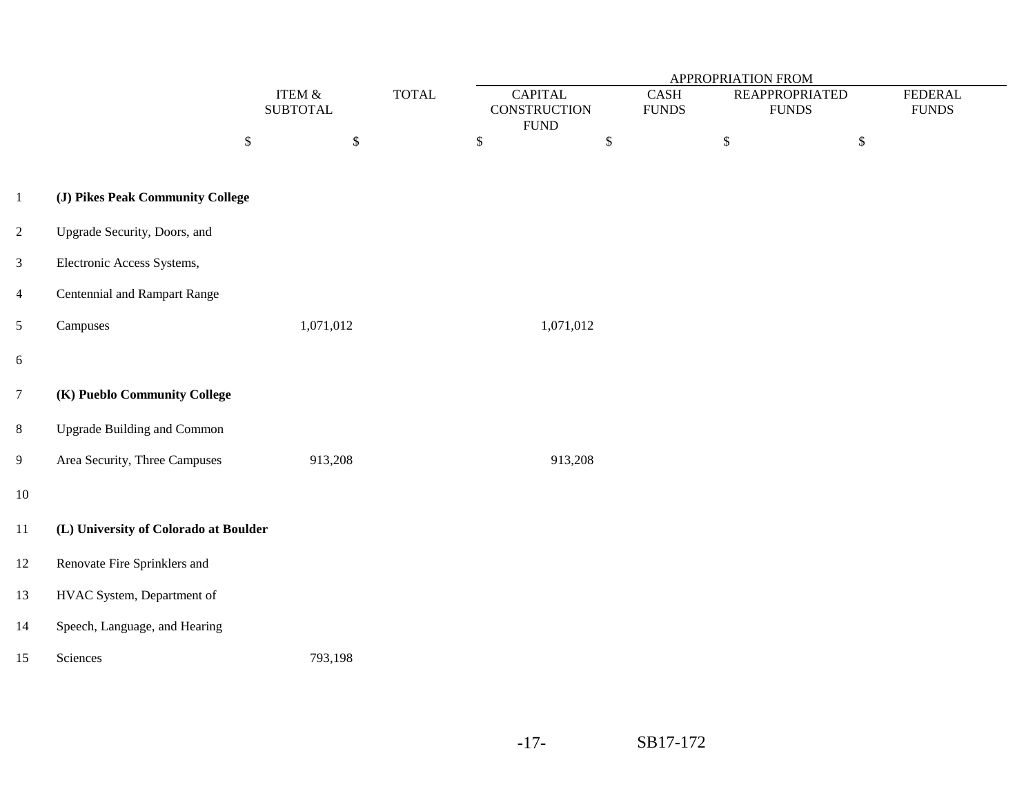| | ITEM & SUBTOTAL | TOTAL | APPROPRIATION FROM CAPITAL CONSTRUCTION FUND | CASH FUNDS | REAPPROPRIATED FUNDS | FEDERAL FUNDS |
|---|---|---|---|---|---|---|
| | $ | $ | $ | $ | $ | $ |
| **(J) Pikes Peak Community College** | | | | | | |
| Upgrade Security, Doors, and Electronic Access Systems, Centennial and Rampart Range Campuses | 1,071,012 | | 1,071,012 | | | |
| **(K) Pueblo Community College** | | | | | | |
| Upgrade Building and Common Area Security, Three Campuses | 913,208 | | 913,208 | | | |
| **(L) University of Colorado at Boulder** | | | | | | |
| Renovate Fire Sprinklers and HVAC System, Department of Speech, Language, and Hearing Sciences | 793,198 | | | | | |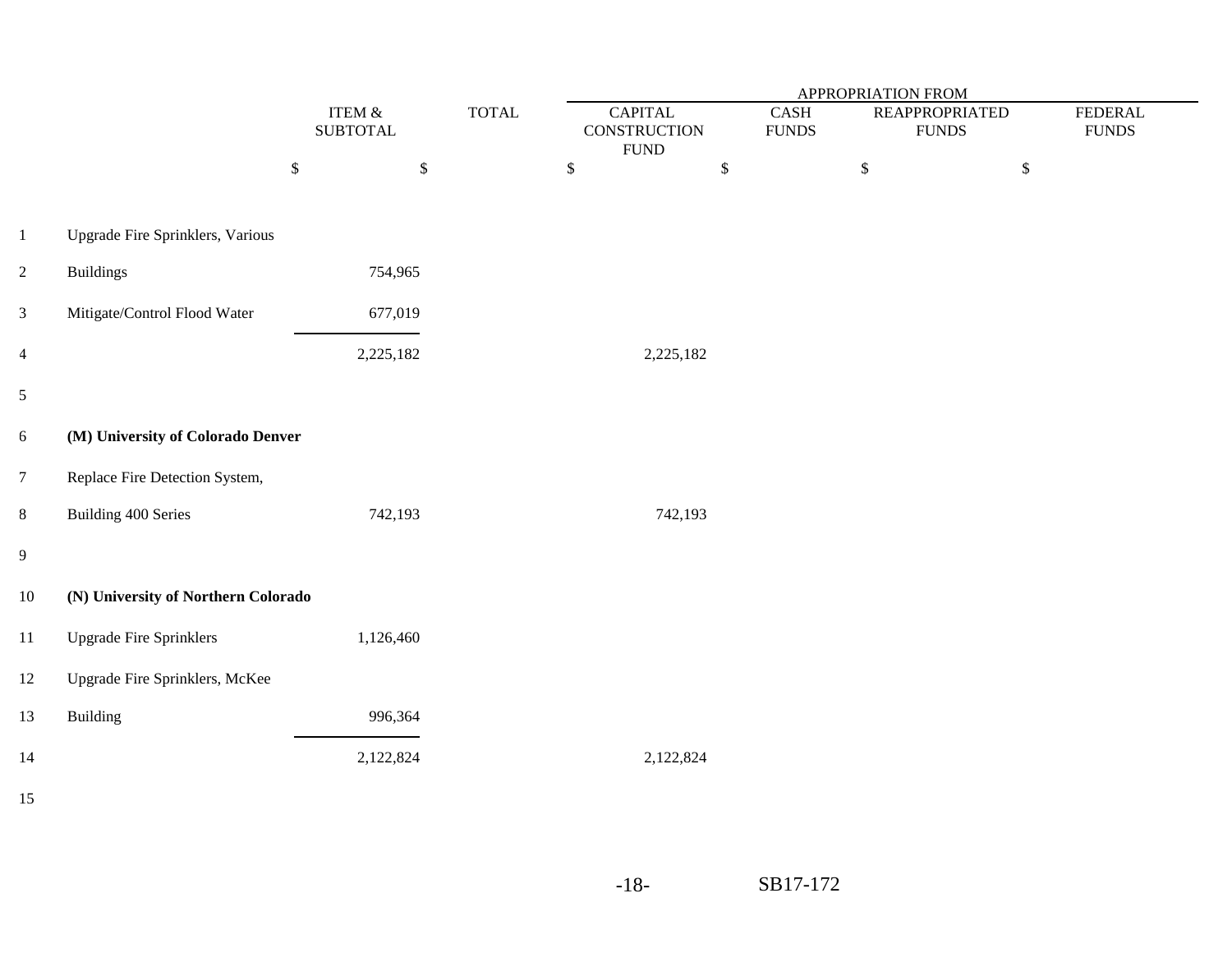| | ITEM & SUBTOTAL | TOTAL | APPROPRIATION FROM | | | |
|---|---|---|---|---|---|---|
| | | | CAPITAL CONSTRUCTION FUND | CASH FUNDS | REAPPROPRIATED FUNDS | FEDERAL FUNDS |
| | $ | $ | $ | $ | $ | $ |
| Upgrade Fire Sprinklers, Various Buildings | 754,965 | | | | | |
| Mitigate/Control Flood Water | 677,019 | | | | | |
| | 2,225,182 | | 2,225,182 | | | |
| **(M) University of Colorado Denver** | | | | | | |
| Replace Fire Detection System, Building 400 Series | 742,193 | | 742,193 | | | |
| **(N) University of Northern Colorado** | | | | | | |
| Upgrade Fire Sprinklers | 1,126,460 | | | | | |
| Upgrade Fire Sprinklers, McKee Building | 996,364 | | | | | |
| | 2,122,824 | | 2,122,824 | | | |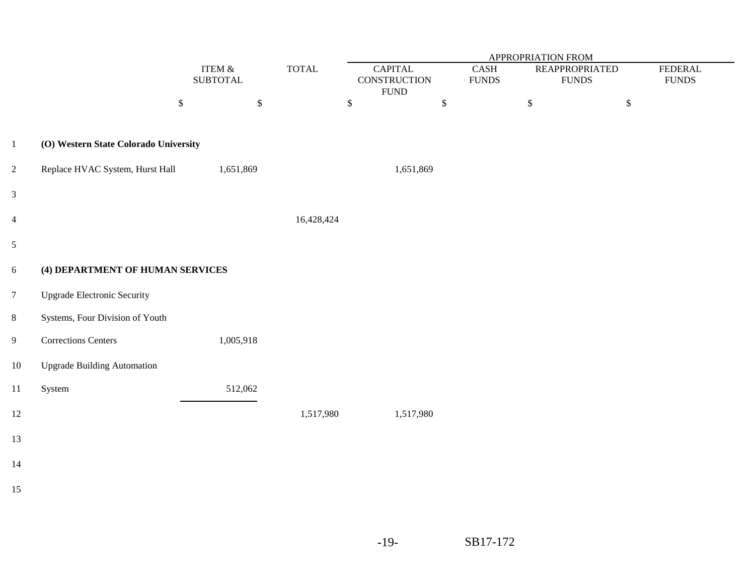| | ITEM & SUBTOTAL | TOTAL | APPROPRIATION FROM | | | |
|---|---|---|---|---|---|---|
| | | | CAPITAL CONSTRUCTION FUND | CASH FUNDS | REAPPROPRIATED FUNDS | FEDERAL FUNDS |
| | $ | $ | $ | $ | $ | $ |
| **(O) Western State Colorado University** | | | | | | |
| Replace HVAC System, Hurst Hall | 1,651,869 | | 1,651,869 | | | |
| | | | | | | |
| | | 16,428,424 | | | | |
| | | | | | | |
| **(4) DEPARTMENT OF HUMAN SERVICES** | | | | | | |
| Upgrade Electronic Security Systems, Four Division of Youth Corrections Centers | 1,005,918 | | | | | |
| Upgrade Building Automation System | 512,062 | | | | | |
| | | 1,517,980 | 1,517,980 | | | |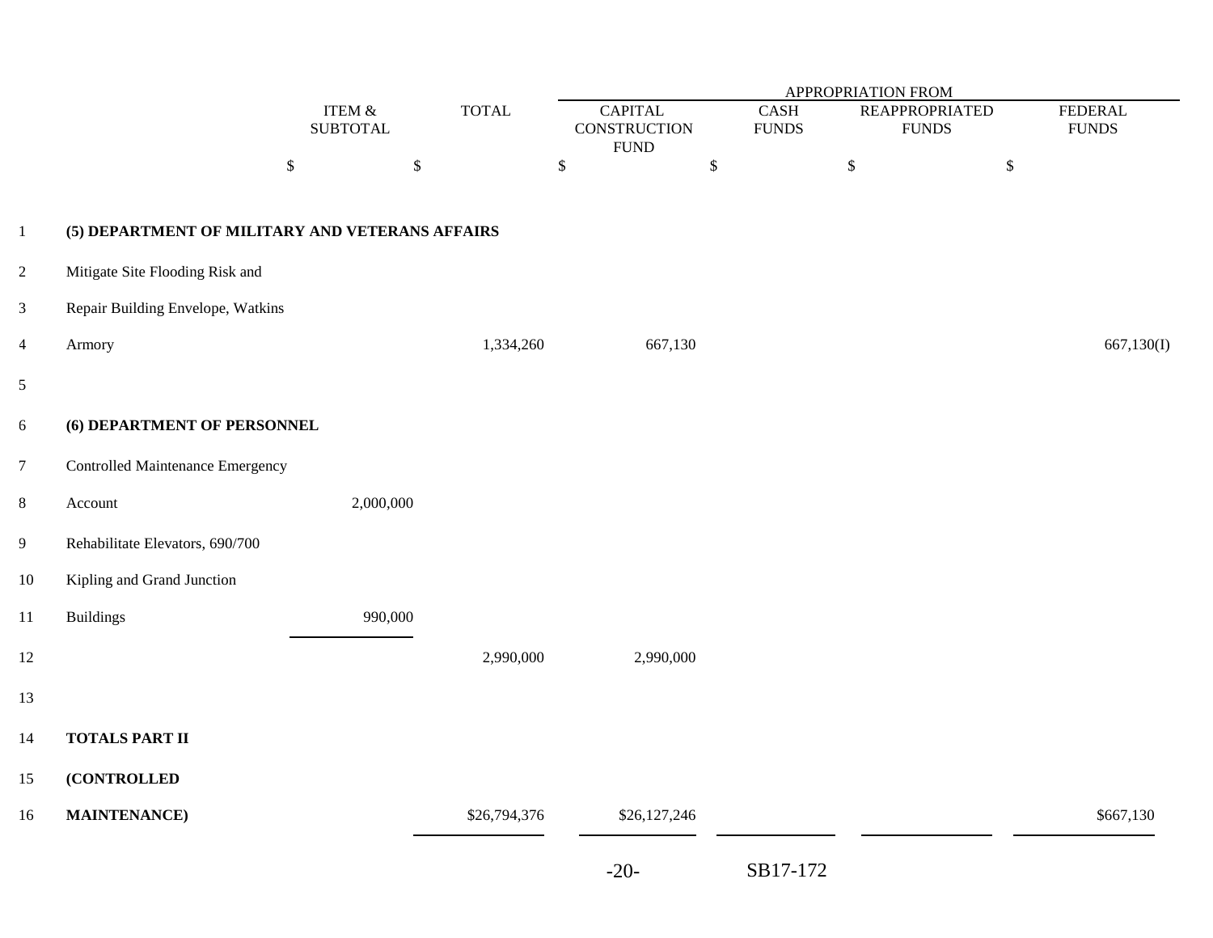| | ITEM & SUBTOTAL | TOTAL | APPROPRIATION FROM CAPITAL CONSTRUCTION FUND | CASH FUNDS | REAPPROPRIATED FUNDS | FEDERAL FUNDS |
|---|---|---|---|---|---|---|
| | $ | $ | $ | $ | $ | $ |
| **(5) DEPARTMENT OF MILITARY AND VETERANS AFFAIRS** | | | | | | |
| Mitigate Site Flooding Risk and Repair Building Envelope, Watkins Armory | | 1,334,260 | 667,130 | | | 667,130(I) |
| **(6) DEPARTMENT OF PERSONNEL** | | | | | | |
| Controlled Maintenance Emergency Account | 2,000,000 | | | | | |
| Rehabilitate Elevators, 690/700 Kipling and Grand Junction Buildings | 990,000 | | | | | |
| | | 2,990,000 | 2,990,000 | | | |
| **TOTALS PART II (CONTROLLED MAINTENANCE)** | | $26,794,376 | $26,127,246 | | | $667,130 |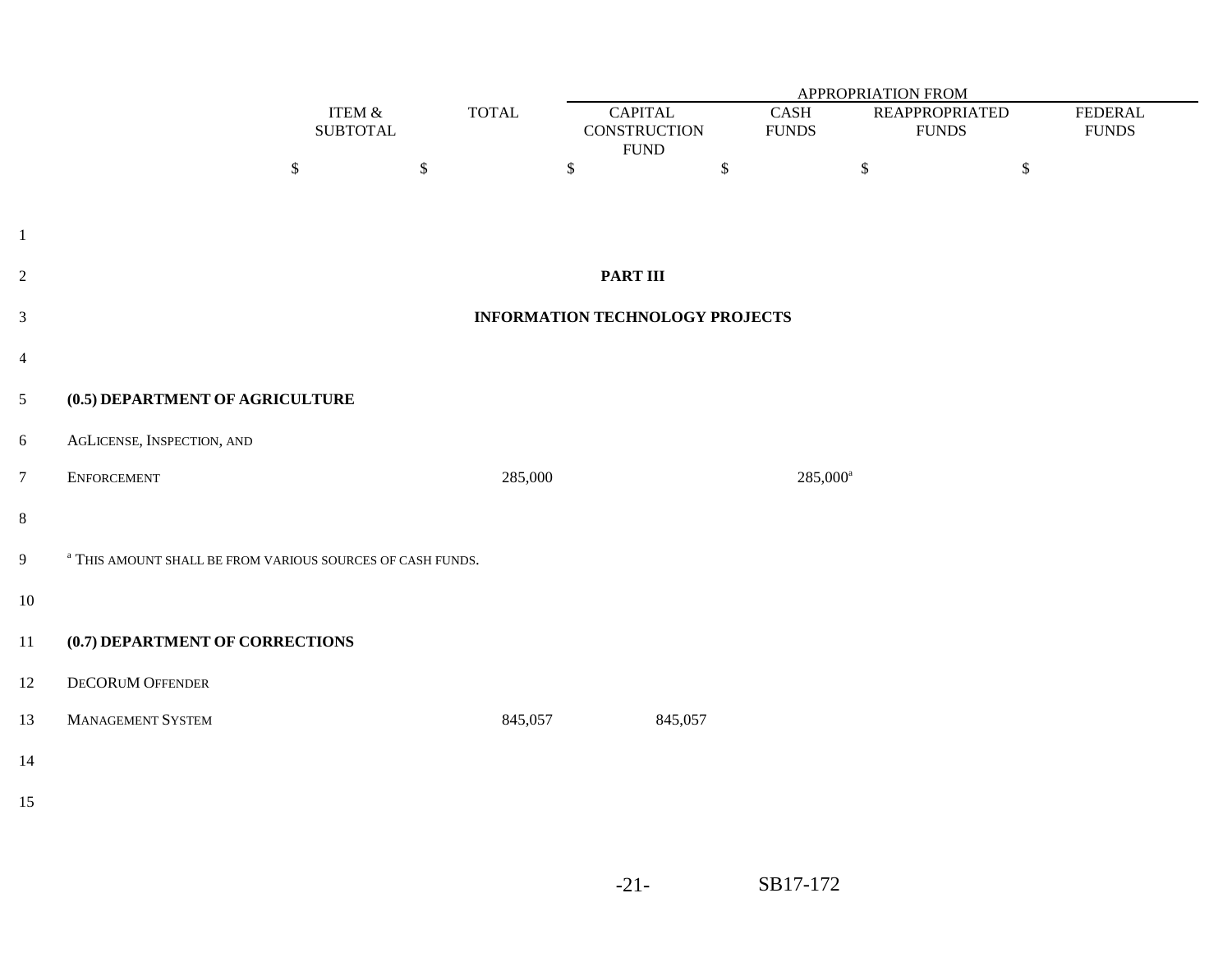| | ITEM & SUBTOTAL | TOTAL | APPROPRIATION FROM CAPITAL CONSTRUCTION FUND | CASH FUNDS | REAPPROPRIATED FUNDS | FEDERAL FUNDS |
|---|---|---|---|---|---|---|
| | $ | $ | $ | $ | $ | $ |

## PART III

## INFORMATION TECHNOLOGY PROJECTS

**(0.5) DEPARTMENT OF AGRICULTURE**

| | ITEM & SUBTOTAL | TOTAL | CAPITAL CONSTRUCTION FUND | CASH FUNDS | REAPPROPRIATED FUNDS | FEDERAL FUNDS |
|---|---|---|---|---|---|---|
| AGLICENSE, INSPECTION, AND ENFORCEMENT | | 285,000 | | 285,000[a] | | |

[a] THIS AMOUNT SHALL BE FROM VARIOUS SOURCES OF CASH FUNDS.

**(0.7) DEPARTMENT OF CORRECTIONS**

| | ITEM & SUBTOTAL | TOTAL | CAPITAL CONSTRUCTION FUND | CASH FUNDS | REAPPROPRIATED FUNDS | FEDERAL FUNDS |
|---|---|---|---|---|---|---|
| DECORUM OFFENDER MANAGEMENT SYSTEM | | 845,057 | 845,057 | | | |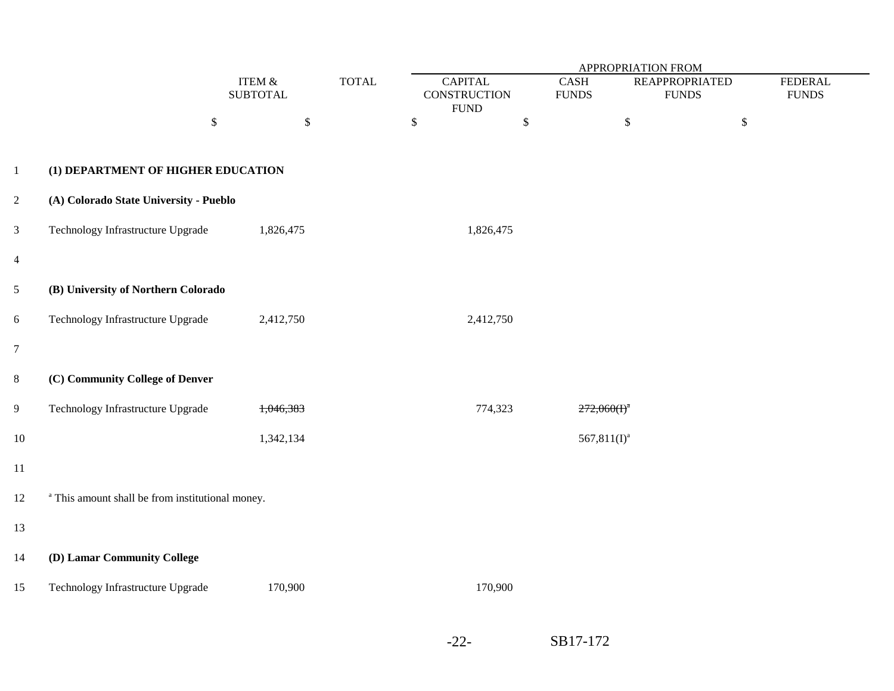| | ITEM & SUBTOTAL | TOTAL | APPROPRIATION FROM CAPITAL CONSTRUCTION FUND | CASH FUNDS | REAPPROPRIATED FUNDS | FEDERAL FUNDS |
|---|---|---|---|---|---|---|
| | $ | $ | $ | $ | $ | $ |
| **(1) DEPARTMENT OF HIGHER EDUCATION** | | | | | | |
| **(A) Colorado State University - Pueblo** | | | | | | |
| Technology Infrastructure Upgrade | 1,826,475 | | 1,826,475 | | | |
| **(B) University of Northern Colorado** | | | | | | |
| Technology Infrastructure Upgrade | 2,412,750 | | 2,412,750 | | | |
| **(C) Community College of Denver** | | | | | | |
| Technology Infrastructure Upgrade | ~~1,046,383~~ | | 774,323 | ~~272,060(I)[a]~~ | | |
| | 1,342,134 | | | 567,811(I)[a] | | |
| [a] This amount shall be from institutional money. | | | | | | |
| **(D) Lamar Community College** | | | | | | |
| Technology Infrastructure Upgrade | 170,900 | | 170,900 | | | |

SB17-172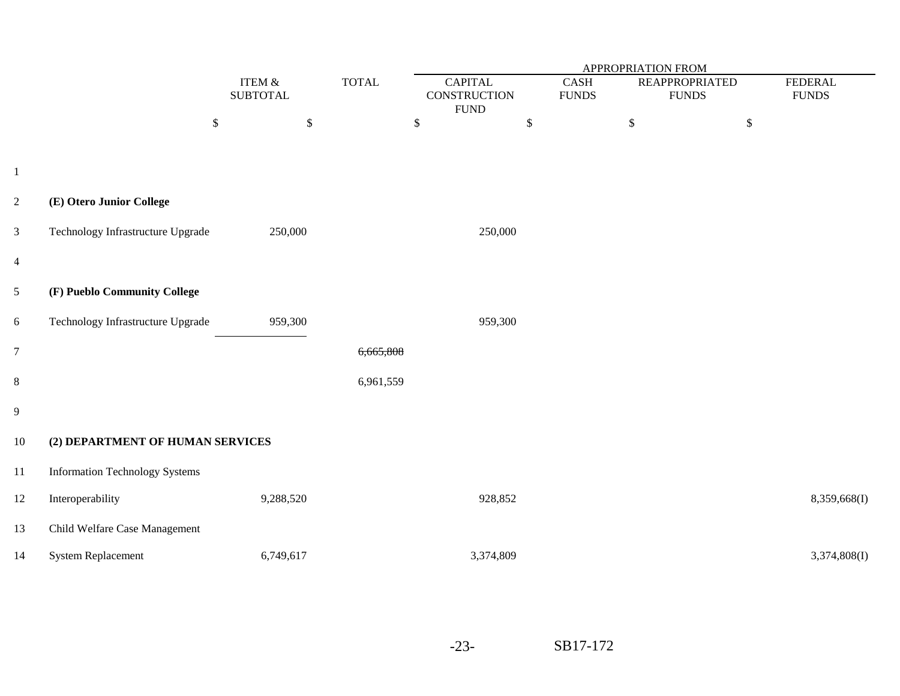| | ITEM & SUBTOTAL | TOTAL | APPROPRIATION FROM CAPITAL CONSTRUCTION FUND | CASH FUNDS | REAPPROPRIATED FUNDS | FEDERAL FUNDS |
|---|---|---|---|---|---|---|
| | $ | $ | $ | $ | $ | $ |
| **(E) Otero Junior College** | | | | | | |
| Technology Infrastructure Upgrade | 250,000 | | 250,000 | | | |
| **(F) Pueblo Community College** | | | | | | |
| Technology Infrastructure Upgrade | 959,300 | | 959,300 | | | |
| | | ~~6,665,808~~ | | | | |
| | | 6,961,559 | | | | |
| **(2) DEPARTMENT OF HUMAN SERVICES** | | | | | | |
| Information Technology Systems Interoperability | 9,288,520 | | 928,852 | | | 8,359,668(I) |
| Child Welfare Case Management System Replacement | 6,749,617 | | 3,374,809 | | | 3,374,808(I) |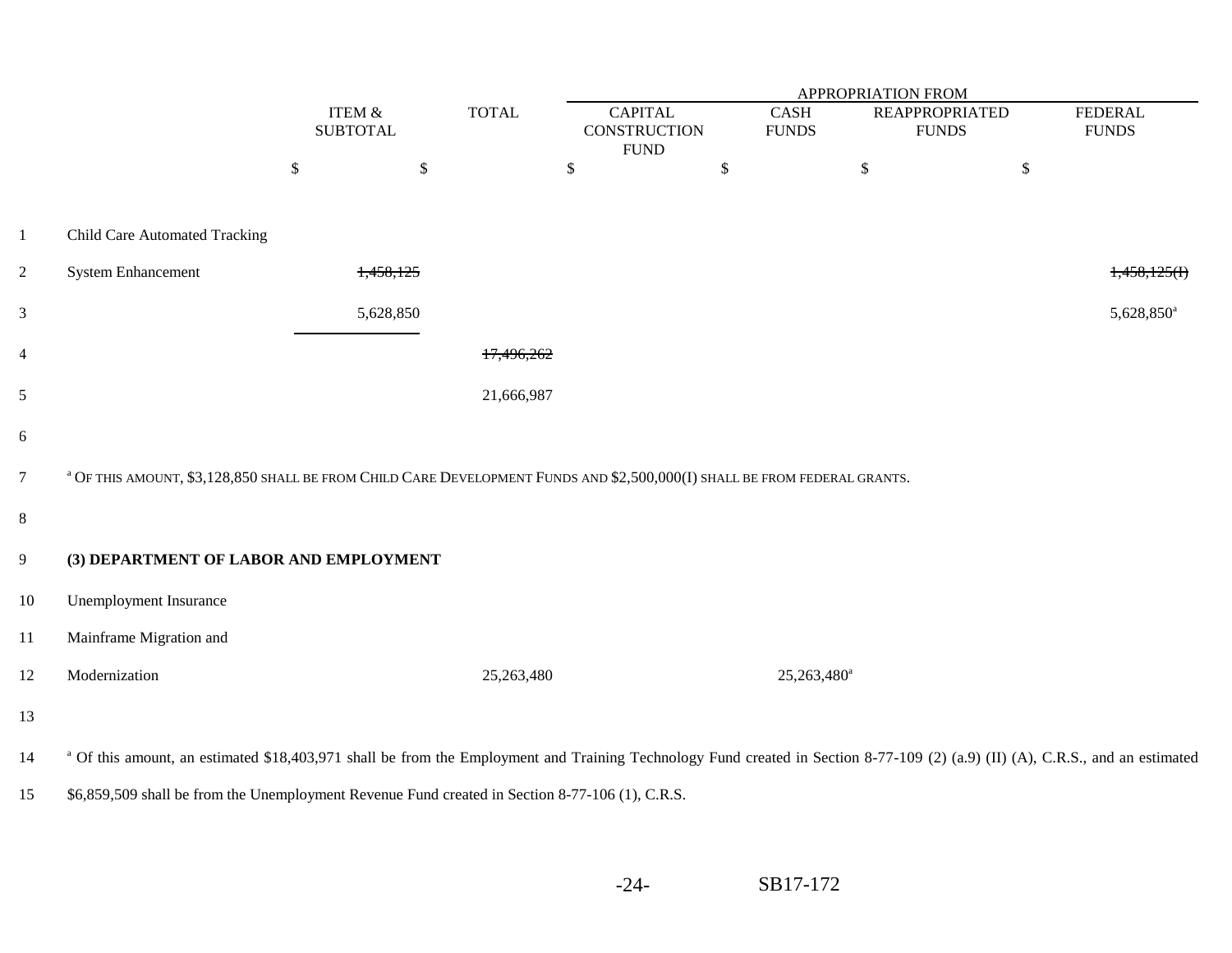| | ITEM & SUBTOTAL | TOTAL | CAPITAL CONSTRUCTION FUND | CASH FUNDS | REAPPROPRIATED FUNDS | FEDERAL FUNDS |
|---|---|---|---|---|---|---|
| | | | APPROPRIATION FROM | | | |
| | $ | $ | $ | $ | $ | $ |
| Child Care Automated Tracking | | | | | | |
| System Enhancement | ~~1,458,125~~ | | | | | ~~1,458,125(I)~~ |
| | 5,628,850 | | | | | 5,628,850[a] |
| | | ~~17,496,262~~ | | | | |
| | | 21,666,987 | | | | |

[a] OF THIS AMOUNT, $3,128,850 SHALL BE FROM CHILD CARE DEVELOPMENT FUNDS AND $2,500,000(I) SHALL BE FROM FEDERAL GRANTS.

**(3) DEPARTMENT OF LABOR AND EMPLOYMENT**

| | ITEM & SUBTOTAL | TOTAL | CAPITAL CONSTRUCTION FUND | CASH FUNDS | REAPPROPRIATED FUNDS | FEDERAL FUNDS |
|---|---|---|---|---|---|---|
| Unemployment Insurance Mainframe Migration and Modernization | | 25,263,480 | | 25,263,480[a] | | |

[a] Of this amount, an estimated $18,403,971 shall be from the Employment and Training Technology Fund created in Section 8-77-109 (2) (a.9) (II) (A), C.R.S., and an estimated $6,859,509 shall be from the Unemployment Revenue Fund created in Section 8-77-106 (1), C.R.S.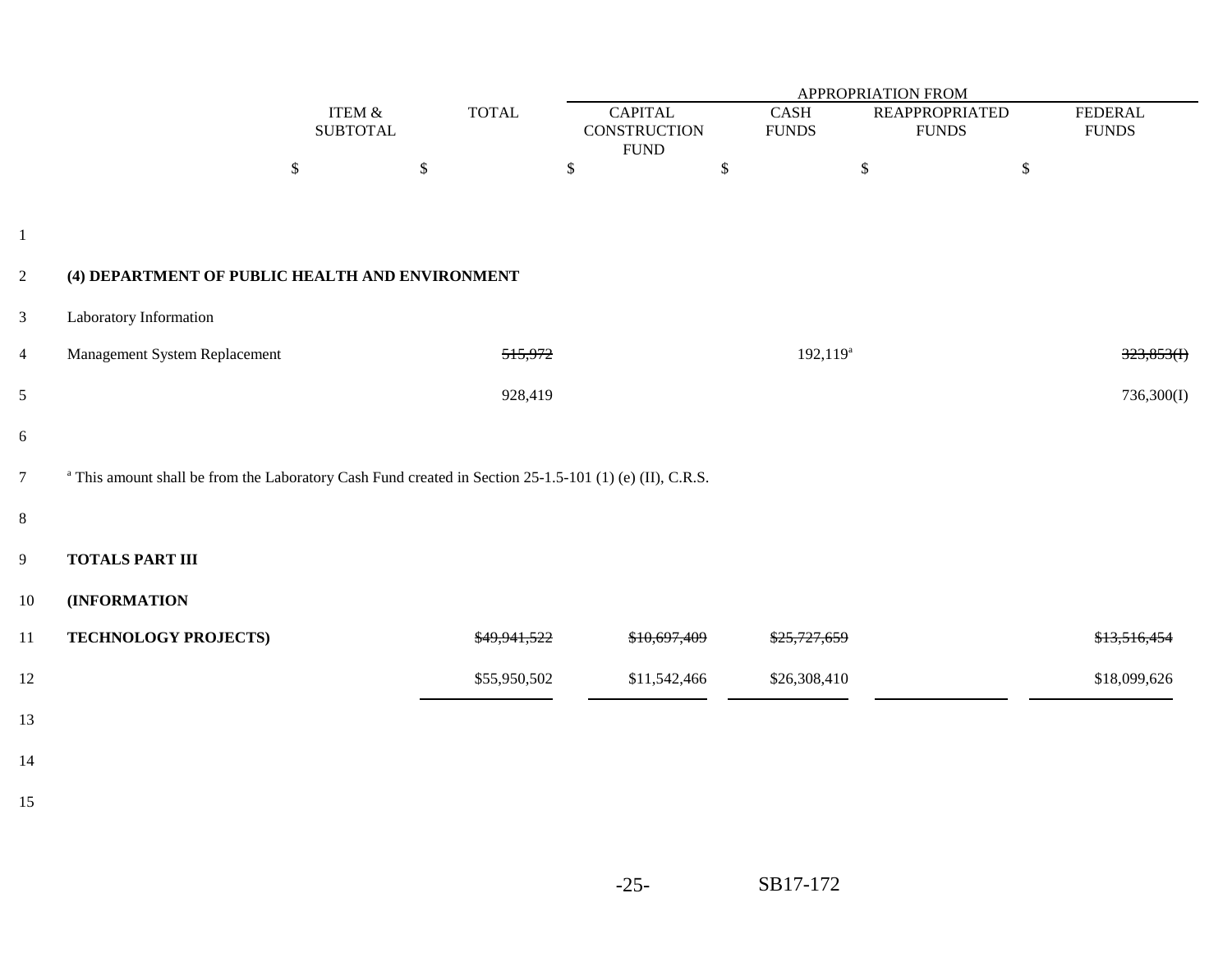| | ITEM & SUBTOTAL | TOTAL | APPROPRIATION FROM | | | |
|---|---|---|---|---|---|---|
| | | | CAPITAL CONSTRUCTION FUND | CASH FUNDS | REAPPROPRIATED FUNDS | FEDERAL FUNDS |
| | $ | $ | $ | $ | $ | $ |
| **(4) DEPARTMENT OF PUBLIC HEALTH AND ENVIRONMENT** | | | | | | |
| Laboratory Information Management System Replacement | | ~~515,972~~ | | 192,119[a] | | ~~323,853(I)~~ |
| | | 928,419 | | | | 736,300(I) |

[a] This amount shall be from the Laboratory Cash Fund created in Section 25-1.5-101 (1) (e) (II), C.R.S.

| | ITEM & SUBTOTAL | TOTAL | CAPITAL CONSTRUCTION FUND | CASH FUNDS | REAPPROPRIATED FUNDS | FEDERAL FUNDS |
|---|---|---|---|---|---|---|
| **TOTALS PART III (INFORMATION TECHNOLOGY PROJECTS)** | | ~~$49,941,522~~ | ~~$10,697,409~~ | ~~$25,727,659~~ | | ~~$13,516,454~~ |
| | | $55,950,502 | $11,542,466 | $26,308,410 | | $18,099,626 |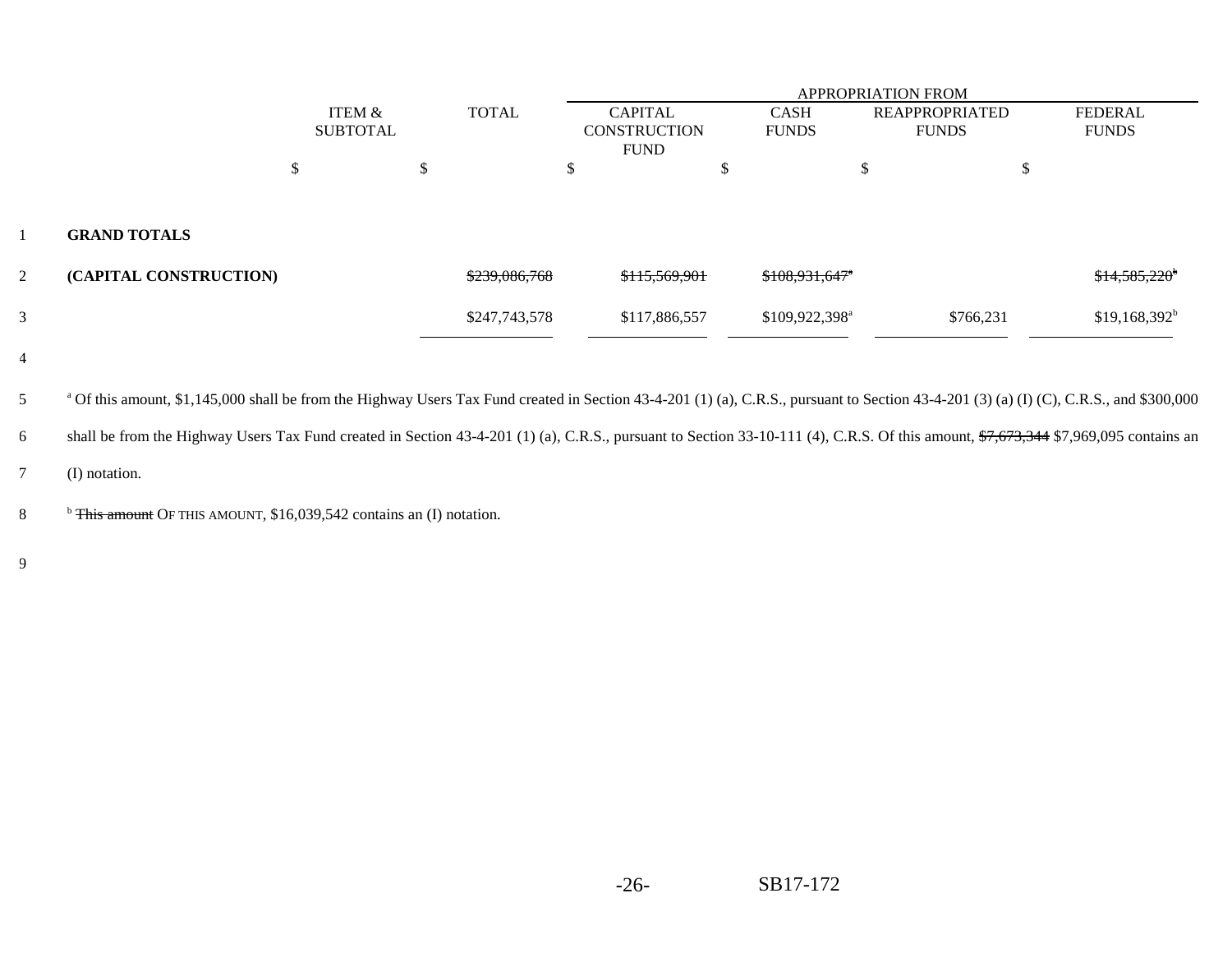| | ITEM & SUBTOTAL | TOTAL | APPROPRIATION FROM | | | |
|---|---|---|---|---|---|---|
| | | | CAPITAL CONSTRUCTION FUND | CASH FUNDS | REAPPROPRIATED FUNDS | FEDERAL FUNDS |
| | $ | $ | $ | $ | $ | $ |
| **GRAND TOTALS** | | | | | | |
| **(CAPITAL CONSTRUCTION)** | | ~~$239,086,768~~ | ~~$115,569,901~~ | ~~$108,931,647~~[a] | | ~~$14,585,220~~[b] |
| | | $247,743,578 | $117,886,557 | $109,922,398[a] | $766,231 | $19,168,392[b] |

[a] Of this amount, $1,145,000 shall be from the Highway Users Tax Fund created in Section 43-4-201 (1) (a), C.R.S., pursuant to Section 43-4-201 (3) (a) (I) (C), C.R.S., and $300,000 shall be from the Highway Users Tax Fund created in Section 43-4-201 (1) (a), C.R.S., pursuant to Section 33-10-111 (4), C.R.S. Of this amount, ~~$7,673,344~~ $7,969,095 contains an (I) notation.

[b] ~~This amount~~ OF THIS AMOUNT, $16,039,542 contains an (I) notation.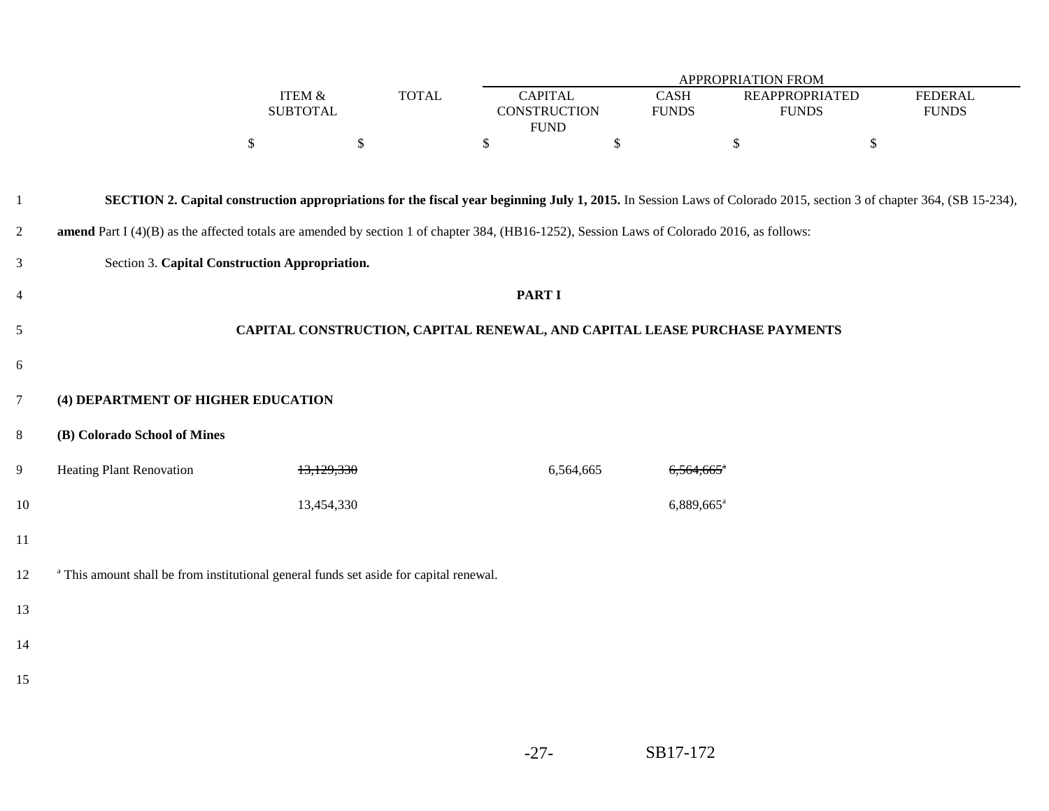| | ITEM & SUBTOTAL | TOTAL | APPROPRIATION FROM CAPITAL CONSTRUCTION FUND | CASH FUNDS | REAPPROPRIATED FUNDS | FEDERAL FUNDS |
|---|---|---|---|---|---|---|
| | $ | $ | $ | $ | $ | $ |

**SECTION 2. Capital construction appropriations for the fiscal year beginning July 1, 2015.** In Session Laws of Colorado 2015, section 3 of chapter 364, (SB 15-234), **amend** Part I (4)(B) as the affected totals are amended by section 1 of chapter 384, (HB16-1252), Session Laws of Colorado 2016, as follows:

Section 3. **Capital Construction Appropriation.**

**PART I**

**CAPITAL CONSTRUCTION, CAPITAL RENEWAL, AND CAPITAL LEASE PURCHASE PAYMENTS**

**(4) DEPARTMENT OF HIGHER EDUCATION**

**(B) Colorado School of Mines**

| | ITEM & SUBTOTAL | TOTAL | CAPITAL CONSTRUCTION FUND | CASH FUNDS | REAPPROPRIATED FUNDS | FEDERAL FUNDS |
|---|---|---|---|---|---|---|
| Heating Plant Renovation | ~~13,129,330~~ | | 6,564,665 | ~~6,564,665~~[a] | | |
| | 13,454,330 | | | 6,889,665[a] | | |

[a] This amount shall be from institutional general funds set aside for capital renewal.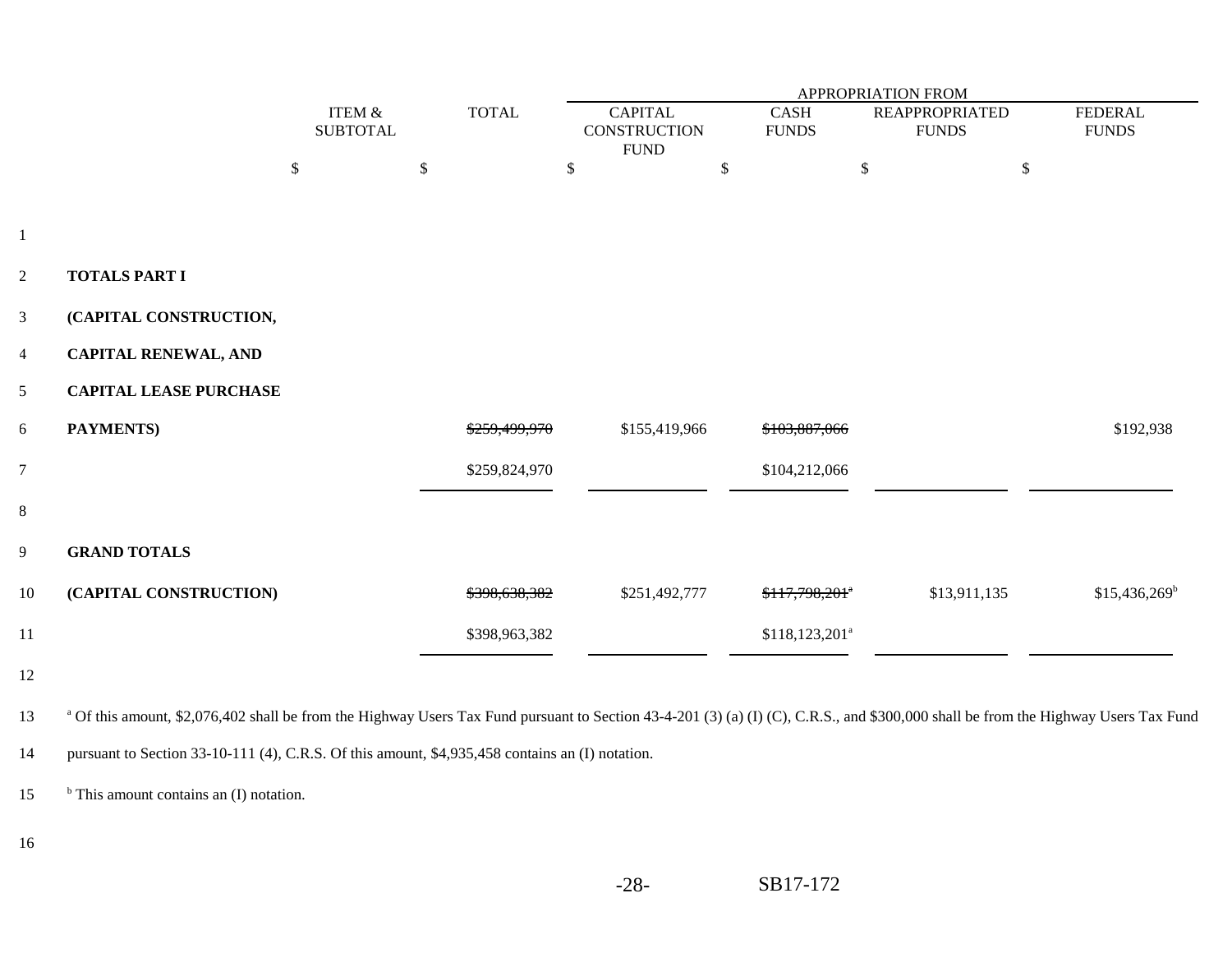| | ITEM & SUBTOTAL | TOTAL | APPROPRIATION FROM CAPITAL CONSTRUCTION FUND | CASH FUNDS | REAPPROPRIATED FUNDS | FEDERAL FUNDS |
|---|---|---|---|---|---|---|
| | $ | $ | $ | $ | $ | $ |
| **TOTALS PART I (CAPITAL CONSTRUCTION, CAPITAL RENEWAL, AND CAPITAL LEASE PURCHASE PAYMENTS)** | | ~~$259,499,970~~ | $155,419,966 | ~~$103,887,066~~ | | $192,938 |
| | | $259,824,970 | | $104,212,066 | | |
| **GRAND TOTALS (CAPITAL CONSTRUCTION)** | | ~~$398,638,382~~ | $251,492,777 | ~~$117,798,201~~[a] | $13,911,135 | $15,436,269[b] |
| | | $398,963,382 | | $118,123,201[a] | | |

[a] Of this amount, $2,076,402 shall be from the Highway Users Tax Fund pursuant to Section 43-4-201 (3) (a) (I) (C), C.R.S., and $300,000 shall be from the Highway Users Tax Fund pursuant to Section 33-10-111 (4), C.R.S. Of this amount, $4,935,458 contains an (I) notation.

[b] This amount contains an (I) notation.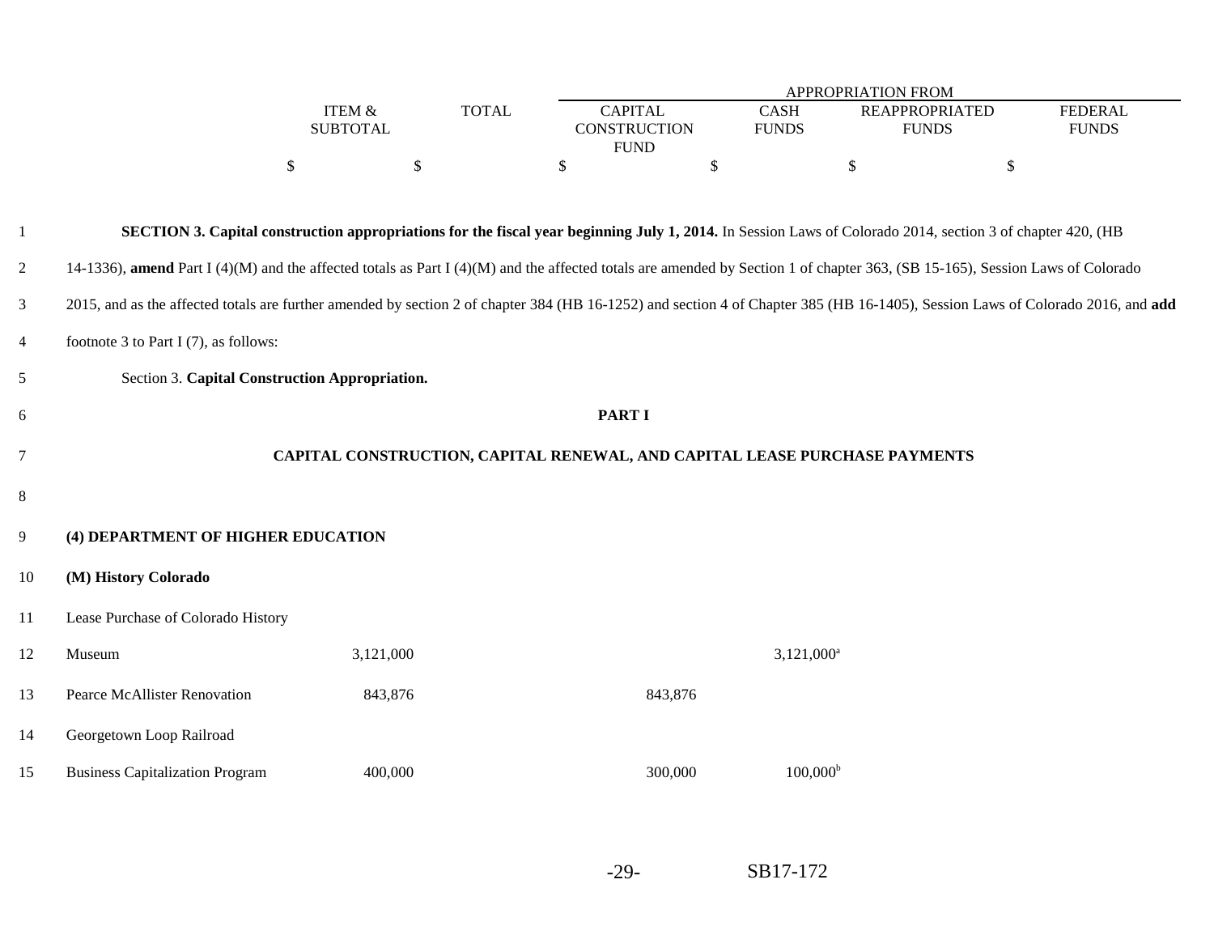**SECTION 3. Capital construction appropriations for the fiscal year beginning July 1, 2014.** In Session Laws of Colorado 2014, section 3 of chapter 420, (HB 14-1336), **amend** Part I (4)(M) and the affected totals as Part I (4)(M) and the affected totals are amended by Section 1 of chapter 363, (SB 15-165), Session Laws of Colorado 2015, and as the affected totals are further amended by section 2 of chapter 384 (HB 16-1252) and section 4 of Chapter 385 (HB 16-1405), Session Laws of Colorado 2016, and **add** footnote 3 to Part I (7), as follows:

Section 3. **Capital Construction Appropriation.**

**PART I**

**CAPITAL CONSTRUCTION, CAPITAL RENEWAL, AND CAPITAL LEASE PURCHASE PAYMENTS**

| | ITEM & SUBTOTAL | TOTAL | APPROPRIATION FROM CAPITAL CONSTRUCTION FUND | CASH FUNDS | REAPPROPRIATED FUNDS | FEDERAL FUNDS |
|---|---|---|---|---|---|---|
| | $ | $ | $ | $ | $ | $ |
| **(4) DEPARTMENT OF HIGHER EDUCATION** | | | | | | |
| **(M) History Colorado** | | | | | | |
| Lease Purchase of Colorado History Museum | 3,121,000 | | | 3,121,000[a] | | |
| Pearce McAllister Renovation | 843,876 | | 843,876 | | | |
| Georgetown Loop Railroad Business Capitalization Program | 400,000 | | 300,000 | 100,000[b] | | |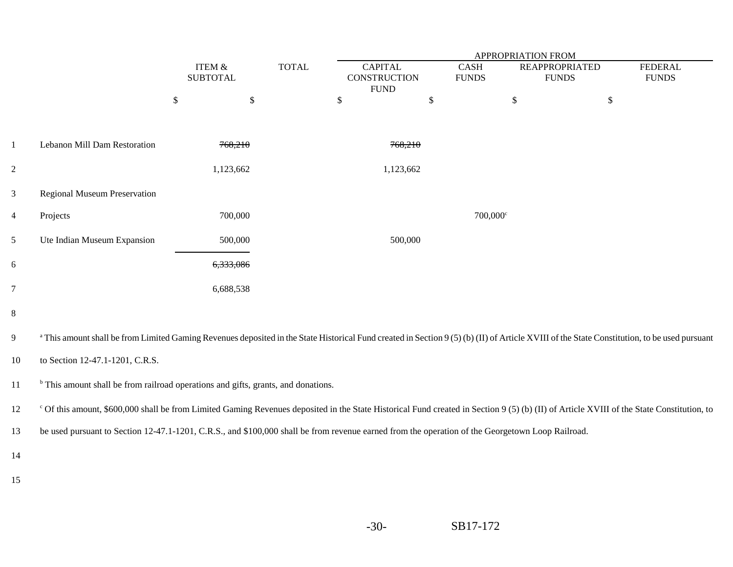| | ITEM & SUBTOTAL | TOTAL | APPROPRIATION FROM CAPITAL CONSTRUCTION FUND | CASH FUNDS | REAPPROPRIATED FUNDS | FEDERAL FUNDS |
|---|---|---|---|---|---|---|
| | $ | $ | $ | $ | $ | $ |
| Lebanon Mill Dam Restoration | ~~768,210~~ | | ~~768,210~~ | | | |
| | 1,123,662 | | 1,123,662 | | | |
| Regional Museum Preservation Projects | 700,000 | | | 700,000[c] | | |
| Ute Indian Museum Expansion | 500,000 | | 500,000 | | | |
| | ~~6,333,086~~ | | | | | |
| | 6,688,538 | | | | | |

[a] This amount shall be from Limited Gaming Revenues deposited in the State Historical Fund created in Section 9 (5) (b) (II) of Article XVIII of the State Constitution, to be used pursuant to Section 12-47.1-1201, C.R.S.

[b] This amount shall be from railroad operations and gifts, grants, and donations.

[c] Of this amount, $600,000 shall be from Limited Gaming Revenues deposited in the State Historical Fund created in Section 9 (5) (b) (II) of Article XVIII of the State Constitution, to be used pursuant to Section 12-47.1-1201, C.R.S., and $100,000 shall be from revenue earned from the operation of the Georgetown Loop Railroad.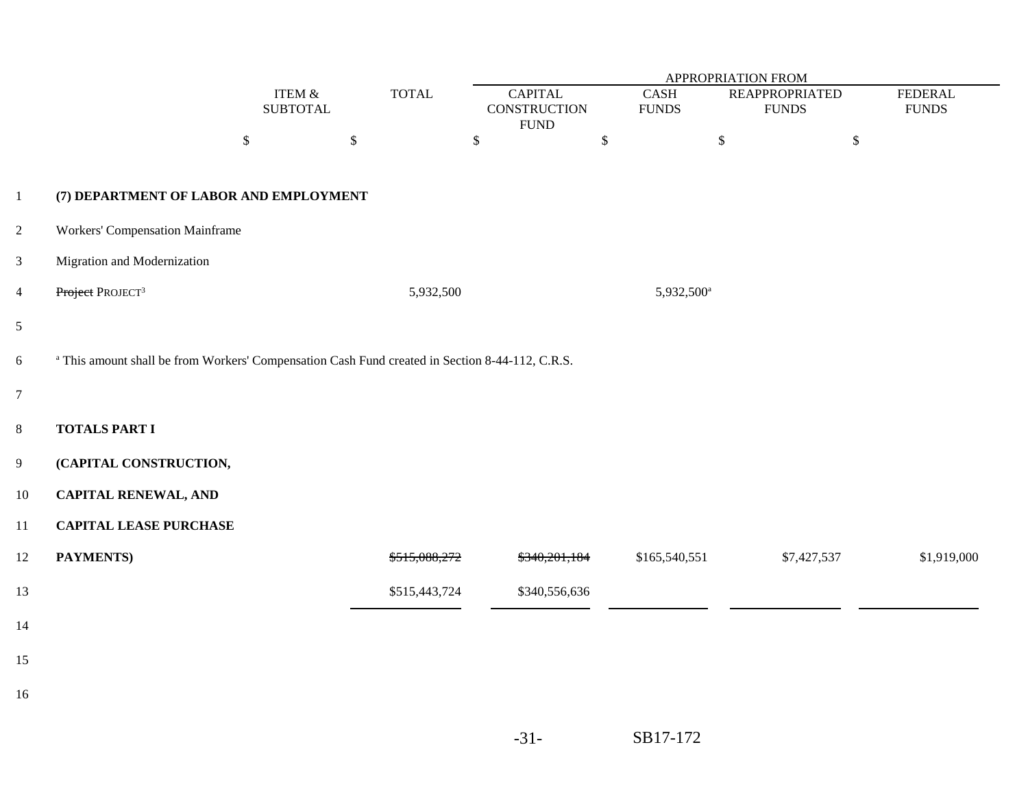| | ITEM & SUBTOTAL | TOTAL | APPROPRIATION FROM | | | |
|---|---|---|---|---|---|---|
| | | | CAPITAL CONSTRUCTION FUND | CASH FUNDS | REAPPROPRIATED FUNDS | FEDERAL FUNDS |
| | $ | $ | $ | $ | $ | $ |
| **(7) DEPARTMENT OF LABOR AND EMPLOYMENT** | | | | | | |
| Workers' Compensation Mainframe Migration and Modernization ~~Project~~ PROJECT[3] | | 5,932,500 | | 5,932,500[a] | | |
| [a] This amount shall be from Workers' Compensation Cash Fund created in Section 8-44-112, C.R.S. | | | | | | |
| **TOTALS PART I (CAPITAL CONSTRUCTION, CAPITAL RENEWAL, AND CAPITAL LEASE PURCHASE PAYMENTS)** | | ~~$515,088,272~~ $515,443,724 | ~~$340,201,184~~ $340,556,636 | $165,540,551 | $7,427,537 | $1,919,000 |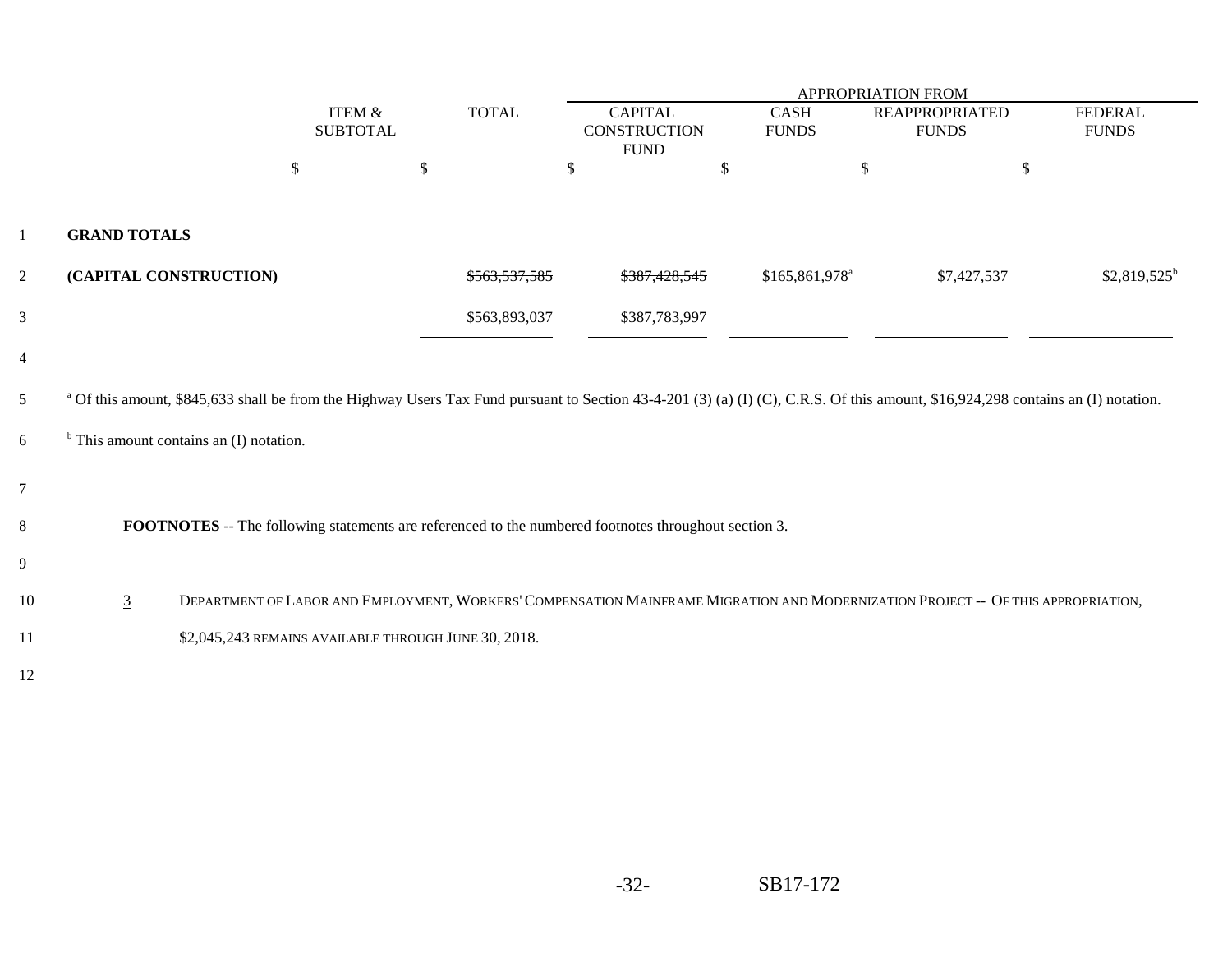| | ITEM & SUBTOTAL | TOTAL | APPROPRIATION FROM CAPITAL CONSTRUCTION FUND | CASH FUNDS | REAPPROPRIATED FUNDS | FEDERAL FUNDS |
|---|---|---|---|---|---|---|
| | $ | $ | $ | $ | $ | $ |
| **GRAND TOTALS** | | | | | | |
| **(CAPITAL CONSTRUCTION)** | | ~~$563,537,585~~ | ~~$387,428,545~~ | $165,861,978[a] | $7,427,537 | $2,819,525[b] |
| | | $563,893,037 | $387,783,997 | | | |

[a] Of this amount, $845,633 shall be from the Highway Users Tax Fund pursuant to Section 43-4-201 (3) (a) (I) (C), C.R.S. Of this amount, $16,924,298 contains an (I) notation.

[b] This amount contains an (I) notation.

**FOOTNOTES** -- The following statements are referenced to the numbered footnotes throughout section 3.

3 DEPARTMENT OF LABOR AND EMPLOYMENT, WORKERS' COMPENSATION MAINFRAME MIGRATION AND MODERNIZATION PROJECT -- OF THIS APPROPRIATION, $2,045,243 REMAINS AVAILABLE THROUGH JUNE 30, 2018.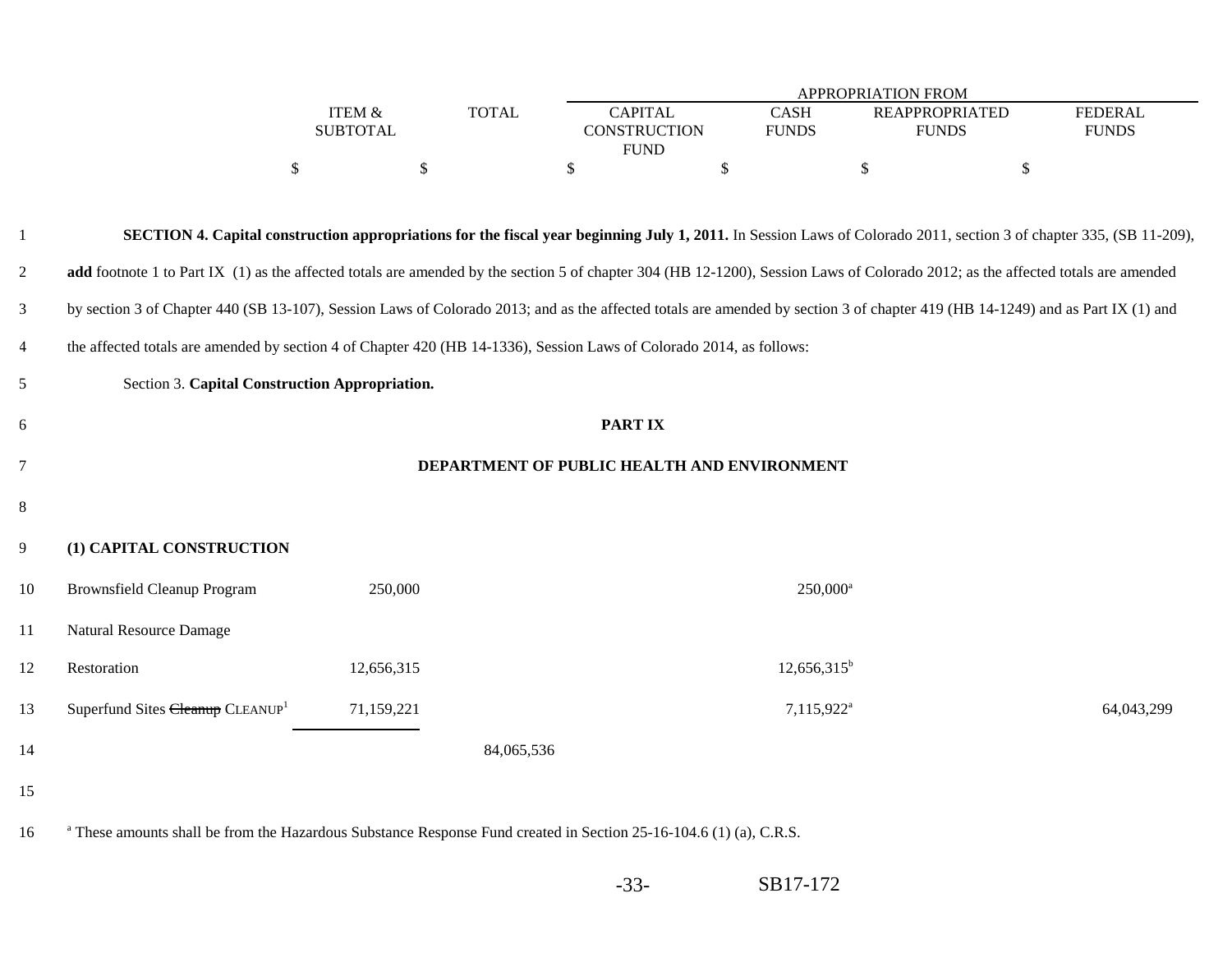| | ITEM & SUBTOTAL | TOTAL | APPROPRIATION FROM CAPITAL CONSTRUCTION FUND | CASH FUNDS | REAPPROPRIATED FUNDS | FEDERAL FUNDS |
|---|---|---|---|---|---|---|
| | $ | $ | $ | $ | $ | $ |

**SECTION 4. Capital construction appropriations for the fiscal year beginning July 1, 2011.** In Session Laws of Colorado 2011, section 3 of chapter 335, (SB 11-209), **add** footnote 1 to Part IX (1) as the affected totals are amended by the section 5 of chapter 304 (HB 12-1200), Session Laws of Colorado 2012; as the affected totals are amended by section 3 of Chapter 440 (SB 13-107), Session Laws of Colorado 2013; and as the affected totals are amended by section 3 of chapter 419 (HB 14-1249) and as Part IX (1) and the affected totals are amended by section 4 of Chapter 420 (HB 14-1336), Session Laws of Colorado 2014, as follows:

Section 3. **Capital Construction Appropriation.**

**PART IX**

**DEPARTMENT OF PUBLIC HEALTH AND ENVIRONMENT**

| | ITEM & SUBTOTAL | TOTAL | CAPITAL CONSTRUCTION FUND | CASH FUNDS | REAPPROPRIATED FUNDS | FEDERAL FUNDS |
|---|---|---|---|---|---|---|
| **(1) CAPITAL CONSTRUCTION** | | | | | | |
| Brownsfield Cleanup Program | 250,000 | | | 250,000[a] | | |
| Natural Resource Damage Restoration | 12,656,315 | | | 12,656,315[b] | | |
| Superfund Sites ~~Cleanup~~ CLEANUP[1] | 71,159,221 | | | 7,115,922[a] | | 64,043,299 |
| | | 84,065,536 | | | | |

[a] These amounts shall be from the Hazardous Substance Response Fund created in Section 25-16-104.6 (1) (a), C.R.S.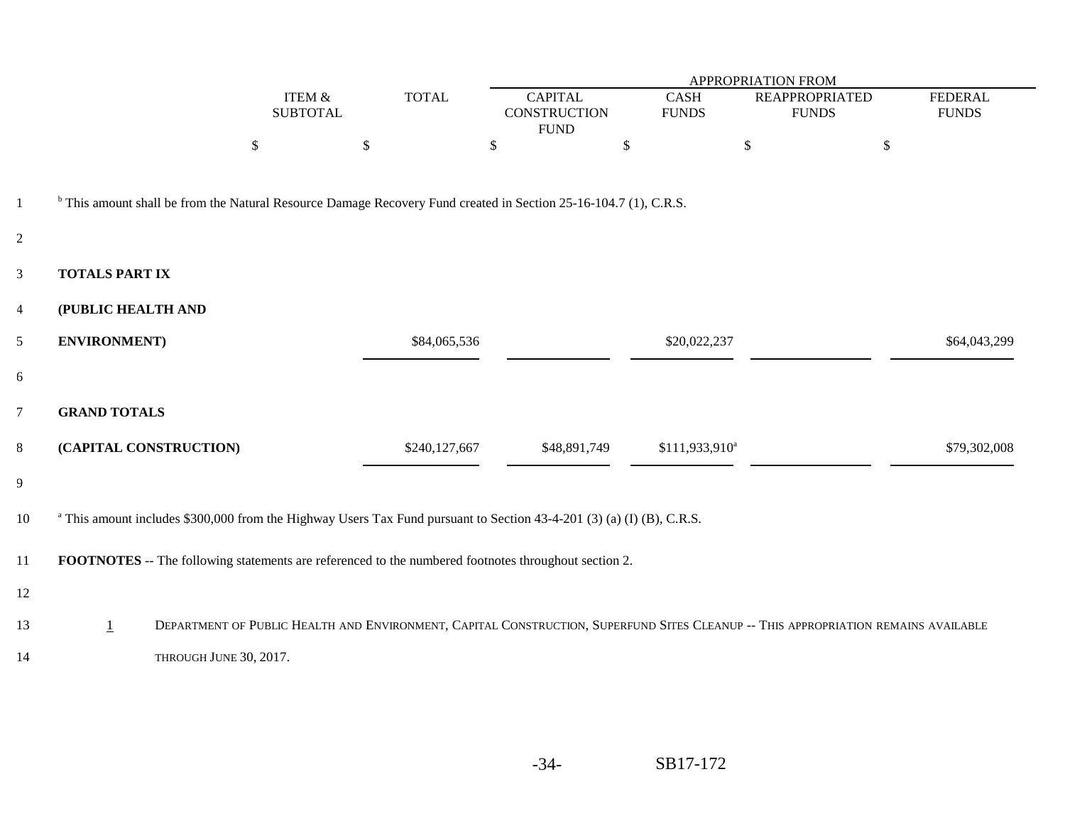| | ITEM & SUBTOTAL | TOTAL | APPROPRIATION FROM CAPITAL CONSTRUCTION FUND | CASH FUNDS | REAPPROPRIATED FUNDS | FEDERAL FUNDS |
|---|---|---|---|---|---|---|
| | $ | $ | $ | $ | $ | $ |

[b] This amount shall be from the Natural Resource Damage Recovery Fund created in Section 25-16-104.7 (1), C.R.S.

| | ITEM & SUBTOTAL | TOTAL | CAPITAL CONSTRUCTION FUND | CASH FUNDS | REAPPROPRIATED FUNDS | FEDERAL FUNDS |
|---|---|---|---|---|---|---|
| **TOTALS PART IX (PUBLIC HEALTH AND ENVIRONMENT)** | | $84,065,536 | | $20,022,237 | | $64,043,299 |
| **GRAND TOTALS (CAPITAL CONSTRUCTION)** | | $240,127,667 | $48,891,749 | $111,933,910[a] | | $79,302,008 |

[a] This amount includes $300,000 from the Highway Users Tax Fund pursuant to Section 43-4-201 (3) (a) (I) (B), C.R.S.

**FOOTNOTES** -- The following statements are referenced to the numbered footnotes throughout section 2.

1 DEPARTMENT OF PUBLIC HEALTH AND ENVIRONMENT, CAPITAL CONSTRUCTION, SUPERFUND SITES CLEANUP -- THIS APPROPRIATION REMAINS AVAILABLE THROUGH JUNE 30, 2017.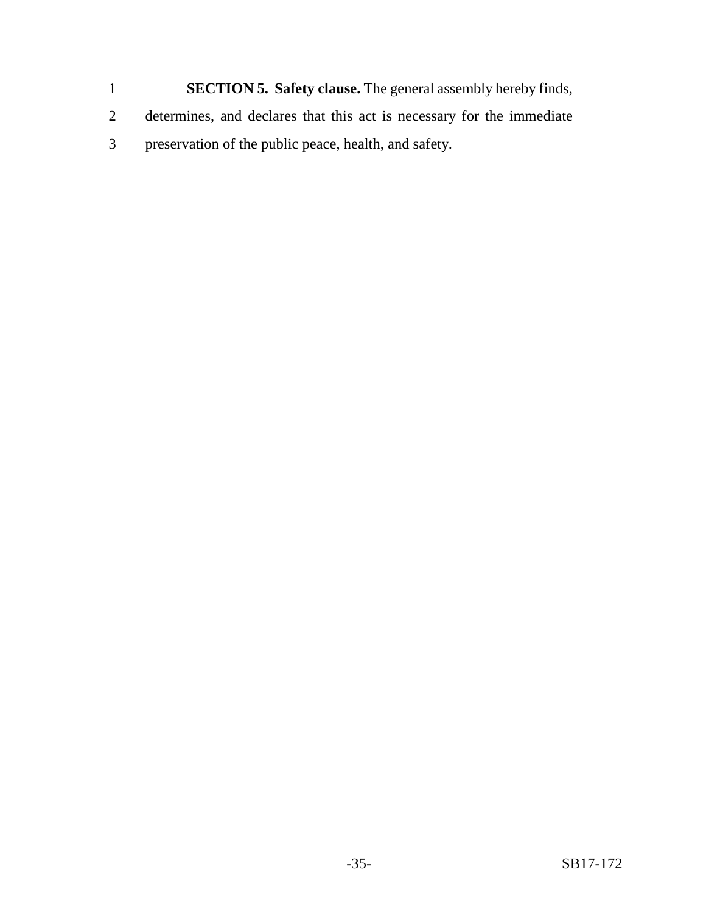**SECTION 5. Safety clause.** The general assembly hereby finds, determines, and declares that this act is necessary for the immediate preservation of the public peace, health, and safety.